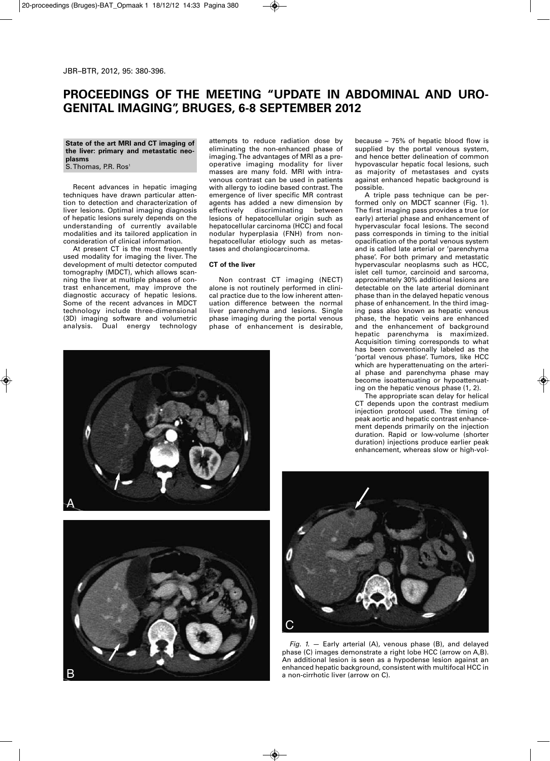# PROCEEDINGS OF THE MEETING "UPDATE IN ABDOMINAL AND URO-GENITAL IMAGING", BRUGES, 6-8 SEPTEMBER 2012

## State of the art MRI and CT imaging of the liver: primary and metastatic neoplasms

S. Thomas, P.R. Ros[1]

Recent advances in hepatic imaging techniques have drawn particular attention to detection and characterization of liver lesions. Optimal imaging diagnosis of hepatic lesions surely depends on the understanding of currently available modalities and its tailored application in consideration of clinical information.

At present CT is the most frequently used modality for imaging the liver. The development of multi detector computed tomography (MDCT), which allows scanning the liver at multiple phases of contrast enhancement, may improve the diagnostic accuracy of hepatic lesions. Some of the recent advances in MDCT technology include three-dimensional (3D) imaging software and volumetric analysis. Dual energy technology attempts to reduce radiation dose by eliminating the non-enhanced phase of imaging. The advantages of MRI as a preoperative imaging modality for liver masses are many fold. MRI with intravenous contrast can be used in patients with allergy to iodine based contrast. The emergence of liver specific MR contrast agents has added a new dimension by effectively discriminating between lesions of hepatocellular origin such as hepatocellular carcinoma (HCC) and focal nodular hyperplasia (FNH) from non-hepatocellular etiology such as metastases and cholangiocarcinoma.

### CT of the liver

Non contrast CT imaging (NECT) alone is not routinely performed in clinical practice due to the low inherent attenuation difference between the normal liver parenchyma and lesions. Single phase imaging during the portal venous phase of enhancement is desirable, because ~ 75% of hepatic blood flow is supplied by the portal venous system, and hence better delineation of common hypovascular hepatic focal lesions, such as majority of metastases and cysts against enhanced hepatic background is possible.

A triple pass technique can be performed only on MDCT scanner (Fig. 1). The first imaging pass provides a true (or early) arterial phase and enhancement of hypervascular focal lesions. The second pass corresponds in timing to the initial opacification of the portal venous system and is called late arterial or 'parenchyma phase'. For both primary and metastatic hypervascular neoplasms such as HCC, islet cell tumor, carcinoid and sarcoma, approximately 30% additional lesions are detectable on the late arterial dominant phase than in the delayed hepatic venous phase of enhancement. In the third imaging pass also known as hepatic venous phase, the hepatic veins are enhanced and the enhancement of background hepatic parenchyma is maximized. Acquisition timing corresponds to what has been conventionally labeled as the 'portal venous phase'. Tumors, like HCC which are hyperattenuating on the arterial phase and parenchyma phase may become isoattenuating or hypoattenuating on the hepatic venous phase (1, 2).

The appropriate scan delay for helical CT depends upon the contrast medium injection protocol used. The timing of peak aortic and hepatic contrast enhancement depends primarily on the injection duration. Rapid or low-volume (shorter duration) injections produce earlier peak enhancement, whereas slow or high-vol-

*Fig. 1.* — Early arterial (A), venous phase (B), and delayed phase (C) images demonstrate a right lobe HCC (arrow on A,B). An additional lesion is seen as a hypodense lesion against an enhanced hepatic background, consistent with multifocal HCC in a non-cirrhotic liver (arrow on C).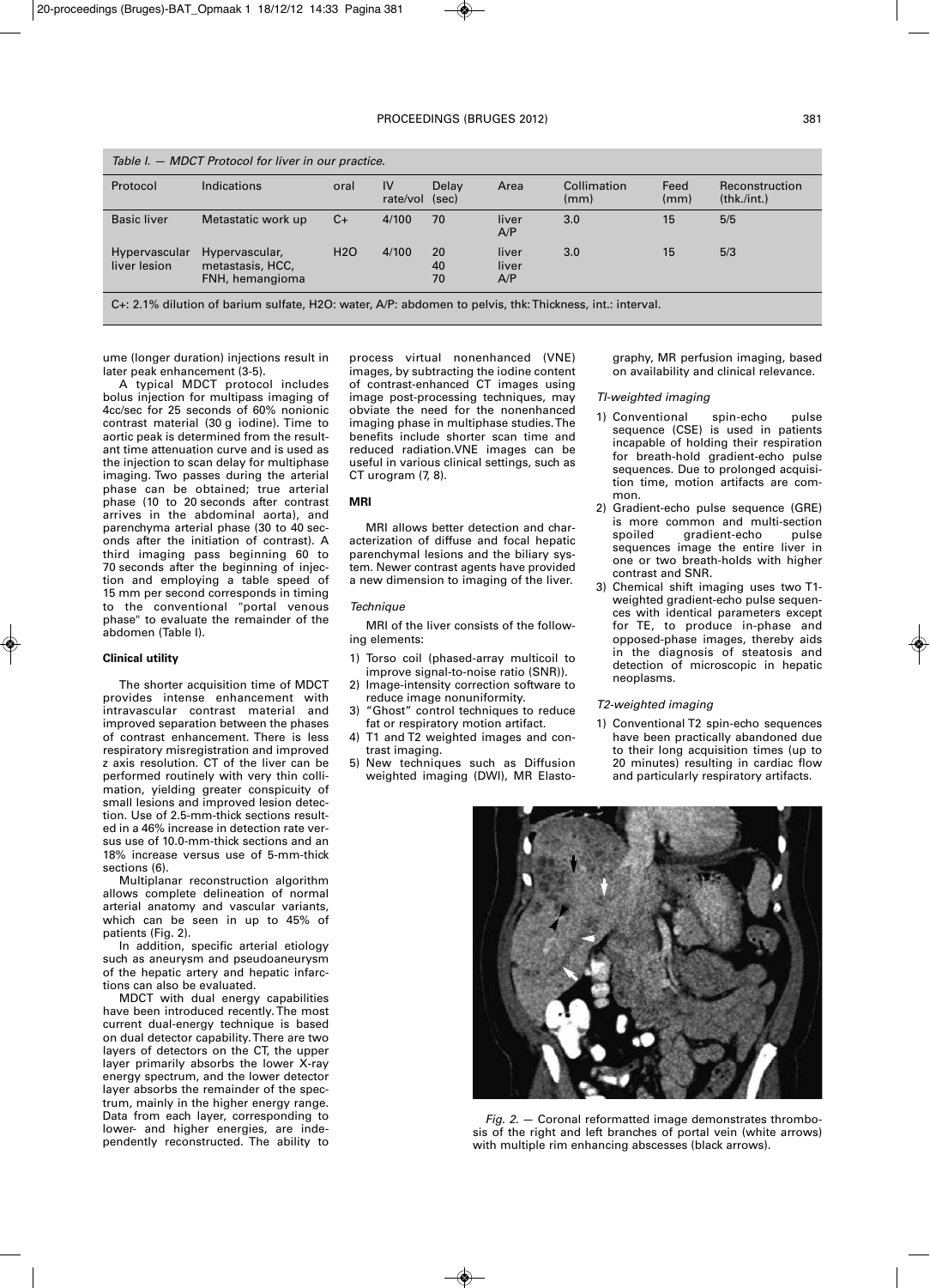Table I. — MDCT Protocol for liver in our practice.

| Protocol | Indications | oral | IV rate/vol | Delay (sec) | Area | Collimation (mm) | Feed (mm) | Reconstruction (thk./int.) |
|---|---|---|---|---|---|---|---|---|
| Basic liver | Metastatic work up | C+ | 4/100 | 70 | liver A/P | 3.0 | 15 | 5/5 |
| Hypervascular liver lesion | Hypervascular, metastasis, HCC, FNH, hemangioma | $H_2O$ | 4/100 | 20 40 70 | liver liver A/P | 3.0 | 15 | 5/3 |

C+: 2.1% dilution of barium sulfate, $H_2O$: water, A/P: abdomen to pelvis, thk: Thickness, int.: interval.

ume (longer duration) injections result in later peak enhancement (3-5).

A typical MDCT protocol includes bolus injection for multipass imaging of 4cc/sec for 25 seconds of 60% nonionic contrast material (30 g iodine). Time to aortic peak is determined from the resultant time attenuation curve and is used as the injection to scan delay for multiphase imaging. Two passes during the arterial phase can be obtained; true arterial phase (10 to 20 seconds after contrast arrives in the abdominal aorta), and parenchyma arterial phase (30 to 40 seconds after the initiation of contrast). A third imaging pass beginning 60 to 70 seconds after the beginning of injection and employing a table speed of 15 mm per second corresponds in timing to the conventional "portal venous phase" to evaluate the remainder of the abdomen (Table I).

#### Clinical utility

The shorter acquisition time of MDCT provides intense enhancement with intravascular contrast material and improved separation between the phases of contrast enhancement. There is less respiratory misregistration and improved z axis resolution. CT of the liver can be performed routinely with very thin collimation, yielding greater conspicuity of small lesions and improved lesion detection. Use of 2.5-mm-thick sections resulted in a 46% increase in detection rate versus use of 10.0-mm-thick sections and an 18% increase versus use of 5-mm-thick sections (6).

Multiplanar reconstruction algorithm allows complete delineation of normal arterial anatomy and vascular variants, which can be seen in up to 45% of patients (Fig. 2).

In addition, specific arterial etiology such as aneurysm and pseudoaneurysm of the hepatic artery and hepatic infarctions can also be evaluated.

MDCT with dual energy capabilities have been introduced recently. The most current dual-energy technique is based on dual detector capability. There are two layers of detectors on the CT, the upper layer primarily absorbs the lower X-ray energy spectrum, and the lower detector layer absorbs the remainder of the spectrum, mainly in the higher energy range. Data from each layer, corresponding to lower- and higher energies, are independently reconstructed. The ability to process virtual nonenhanced (VNE) images, by subtracting the iodine content of contrast-enhanced CT images using image post-processing techniques, may obviate the need for the nonenhanced imaging phase in multiphase studies. The benefits include shorter scan time and reduced radiation. VNE images can be useful in various clinical settings, such as CT urogram (7, 8).

### MRI

MRI allows better detection and characterization of diffuse and focal hepatic parenchymal lesions and the biliary system. Newer contrast agents have provided a new dimension to imaging of the liver.

#### *Technique*

MRI of the liver consists of the following elements:

1) Torso coil (phased-array multicoil to improve signal-to-noise ratio (SNR)).
2) Image-intensity correction software to reduce image nonuniformity.
3) "Ghost" control techniques to reduce fat or respiratory motion artifact.
4) T1 and T2 weighted images and contrast imaging.
5) New techniques such as Diffusion weighted imaging (DWI), MR Elastography, MR perfusion imaging, based on availability and clinical relevance.

#### *TI-weighted imaging*

1) Conventional spin-echo pulse sequence (CSE) is used in patients incapable of holding their respiration for breath-hold gradient-echo pulse sequences. Due to prolonged acquisition time, motion artifacts are common.
2) Gradient-echo pulse sequence (GRE) is more common and multi-section spoiled gradient-echo pulse sequences image the entire liver in one or two breath-holds with higher contrast and SNR.
3) Chemical shift imaging uses two T1-weighted gradient-echo pulse sequences with identical parameters except for TE, to produce in-phase and opposed-phase images, thereby aids in the diagnosis of steatosis and detection of microscopic in hepatic neoplasms.

#### *T2-weighted imaging*

1) Conventional T2 spin-echo sequences have been practically abandoned due to their long acquisition times (up to 20 minutes) resulting in cardiac flow and particularly respiratory artifacts.

*Fig. 2.* — Coronal reformatted image demonstrates thrombosis of the right and left branches of portal vein (white arrows) with multiple rim enhancing abscesses (black arrows).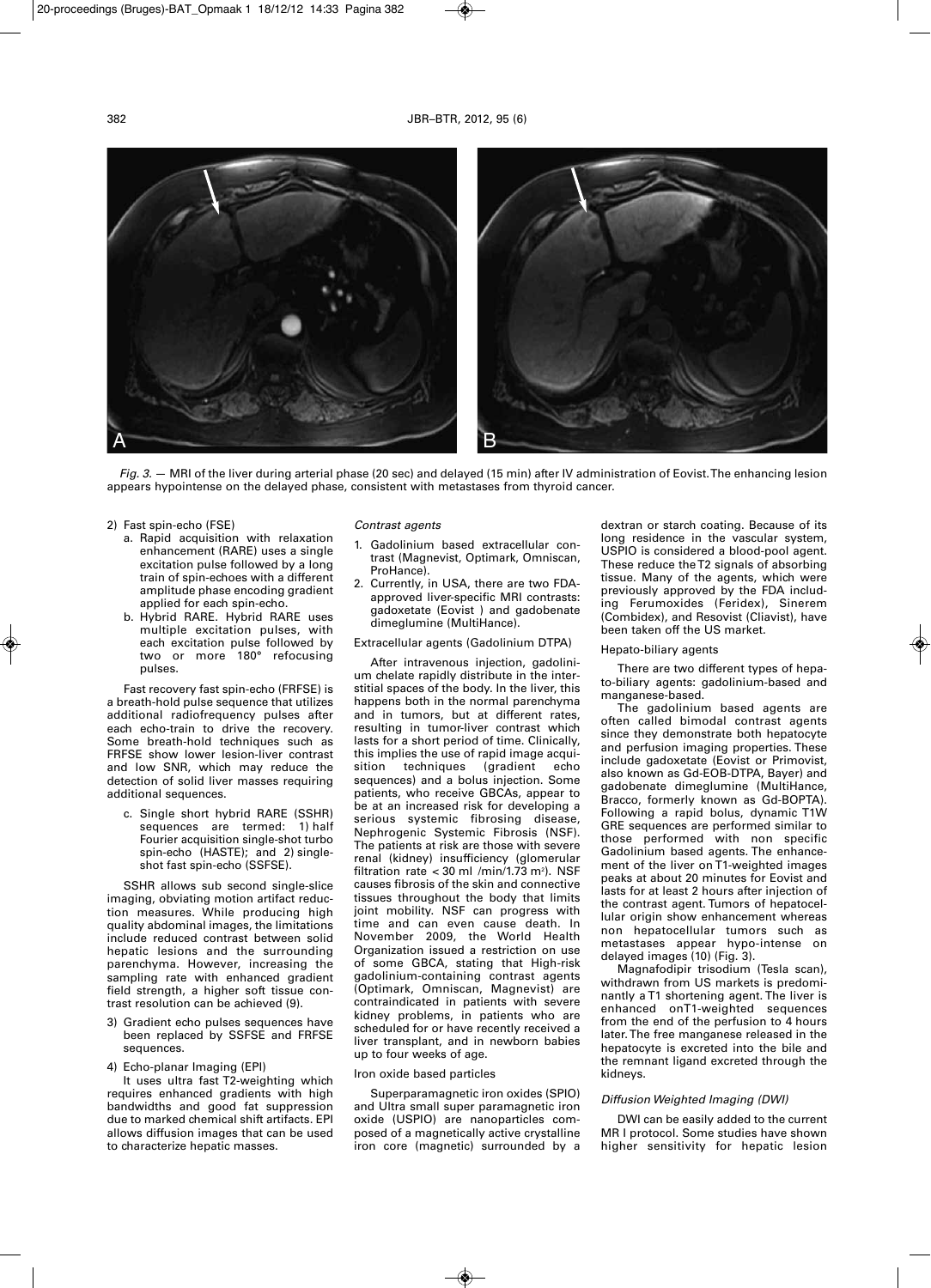*Fig. 3.* — MRI of the liver during arterial phase (20 sec) and delayed (15 min) after IV administration of Eovist. The enhancing lesion appears hypointense on the delayed phase, consistent with metastases from thyroid cancer.

2) Fast spin-echo (FSE)
   a. Rapid acquisition with relaxation enhancement (RARE) uses a single excitation pulse followed by a long train of spin-echoes with a different amplitude phase encoding gradient applied for each spin-echo.
   b. Hybrid RARE. Hybrid RARE uses multiple excitation pulses, with each excitation pulse followed by two or more 180° refocusing pulses.

Fast recovery fast spin-echo (FRFSE) is a breath-hold pulse sequence that utilizes additional radiofrequency pulses after each echo-train to drive the recovery. Some breath-hold techniques such as FRFSE show lower lesion-liver contrast and low SNR, which may reduce the detection of solid liver masses requiring additional sequences.

   c. Single short hybrid RARE (SSHR) sequences are termed: 1) half Fourier acquisition single-shot turbo spin-echo (HASTE); and 2) single-shot fast spin-echo (SSFSE).

SSHR allows sub second single-slice imaging, obviating motion artifact reduction measures. While producing high quality abdominal images, the limitations include reduced contrast between solid hepatic lesions and the surrounding parenchyma. However, increasing the sampling rate with enhanced gradient field strength, a higher soft tissue contrast resolution can be achieved (9).

3) Gradient echo pulses sequences have been replaced by SSFSE and FRFSE sequences.

4) Echo-planar Imaging (EPI)

It uses ultra fast T2-weighting which requires enhanced gradients with high bandwidths and good fat suppression due to marked chemical shift artifacts. EPI allows diffusion images that can be used to characterize hepatic masses.

*Contrast agents*

1. Gadolinium based extracellular contrast (Magnevist, Optimark, Omniscan, ProHance).
2. Currently, in USA, there are two FDA-approved liver-specific MRI contrasts: gadoxetate (Eovist ) and gadobenate dimeglumine (MultiHance).

Extracellular agents (Gadolinium DTPA)

After intravenous injection, gadolinium chelate rapidly distribute in the interstitial spaces of the body. In the liver, this happens both in the normal parenchyma and in tumors, but at different rates, resulting in tumor-liver contrast which lasts for a short period of time. Clinically, this implies the use of rapid image acquisition techniques (gradient echo sequences) and a bolus injection. Some patients, who receive GBCAs, appear to be at an increased risk for developing a serious systemic fibrosing disease, Nephrogenic Systemic Fibrosis (NSF). The patients at risk are those with severe renal (kidney) insufficiency (glomerular filtration rate < 30 ml /min/1.73 $m^2$). NSF causes fibrosis of the skin and connective tissues throughout the body that limits joint mobility. NSF can progress with time and can even cause death. In November 2009, the World Health Organization issued a restriction on use of some GBCA, stating that High-risk gadolinium-containing contrast agents (Optimark, Omniscan, Magnevist) are contraindicated in patients with severe kidney problems, in patients who are scheduled for or have recently received a liver transplant, and in newborn babies up to four weeks of age.

Iron oxide based particles

Superparamagnetic iron oxides (SPIO) and Ultra small super paramagnetic iron oxide (USPIO) are nanoparticles composed of a magnetically active crystalline iron core (magnetic) surrounded by a dextran or starch coating. Because of its long residence in the vascular system, USPIO is considered a blood-pool agent. These reduce the T2 signals of absorbing tissue. Many of the agents, which were previously approved by the FDA including Ferumoxides (Feridex), Sinerem (Combidex), and Resovist (Cliavist), have been taken off the US market.

Hepato-biliary agents

There are two different types of hepato-biliary agents: gadolinium-based and manganese-based.

The gadolinium based agents are often called bimodal contrast agents since they demonstrate both hepatocyte and perfusion imaging properties. These include gadoxetate (Eovist or Primovist, also known as Gd-EOB-DTPA, Bayer) and gadobenate dimeglumine (MultiHance, Bracco, formerly known as Gd-BOPTA). Following a rapid bolus, dynamic T1W GRE sequences are performed similar to those performed with non specific Gadolinium based agents. The enhancement of the liver on T1-weighted images peaks at about 20 minutes for Eovist and lasts for at least 2 hours after injection of the contrast agent. Tumors of hepatocellular origin show enhancement whereas non hepatocellular tumors such as metastases appear hypo-intense on delayed images (10) (Fig. 3).

Magnafodipir trisodium (Tesla scan), withdrawn from US markets is predominantly a T1 shortening agent. The liver is enhanced on T1-weighted sequences from the end of the perfusion to 4 hours later. The free manganese released in the hepatocyte is excreted into the bile and the remnant ligand excreted through the kidneys.

*Diffusion Weighted Imaging (DWI)*

DWI can be easily added to the current MR I protocol. Some studies have shown higher sensitivity for hepatic lesion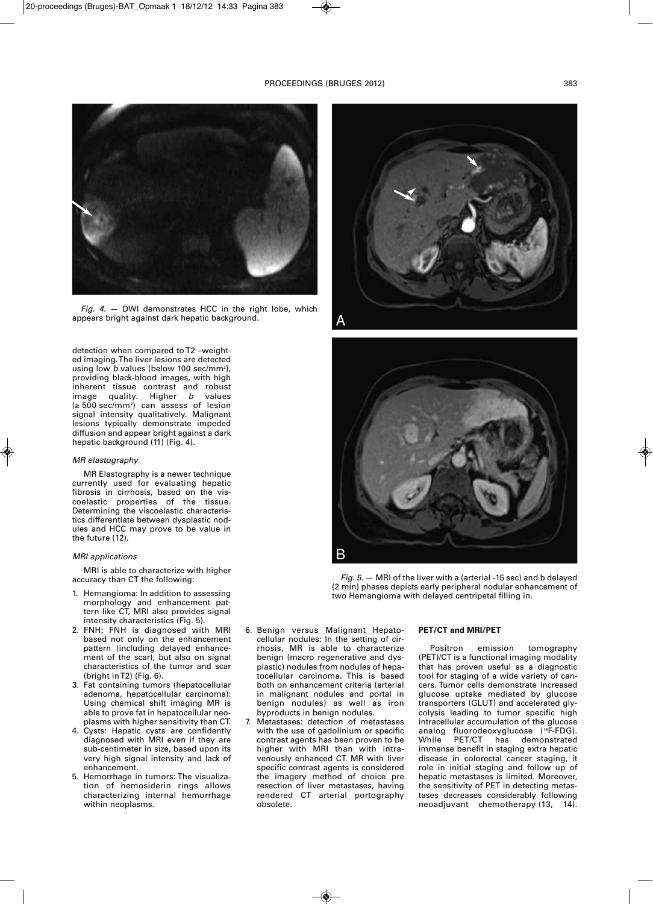Fig. 4. — DWI demonstrates HCC in the right lobe, which appears bright against dark hepatic background.

detection when compared to T2 –weighted imaging. The liver lesions are detected using low *b* values (below 100 sec/mm²), providing black-blood images, with high inherent tissue contrast and robust image quality. Higher *b* values (≥ 500 sec/mm²) can assess of lesion signal intensity qualitatively. Malignant lesions typically demonstrate impeded diffusion and appear bright against a dark hepatic background (11) (Fig. 4).

*MR elastography*

MR Elastography is a newer technique currently used for evaluating hepatic fibrosis in cirrhosis, based on the viscoelastic properties of the tissue. Determining the viscoelastic characteristics differentiate between dysplastic nodules and HCC may prove to be value in the future (12).

*MRI applications*

MRI is able to characterize with higher accuracy than CT the following:

1. Hemangioma: In addition to assessing morphology and enhancement pattern like CT, MRI also provides signal intensity characteristics (Fig. 5).
2. FNH: FNH is diagnosed with MRI based not only on the enhancement pattern (including delayed enhancement of the scar), but also on signal characteristics of the tumor and scar (bright in T2) (Fig. 6).
3. Fat containing tumors (hepatocellular adenoma, hepatocellular carcinoma): Using chemical shift imaging MR is able to prove fat in hepatocellular neoplasms with higher sensitivity than CT.
4. Cysts: Hepatic cysts are confidently diagnosed with MRI even if they are sub-centimeter in size, based upon its very high signal intensity and lack of enhancement.
5. Hemorrhage in tumors: The visualization of hemosiderin rings allows characterizing internal hemorrhage within neoplasms.
6. Benign versus Malignant Hepatocellular nodules: In the setting of cirrhosis, MR is able to characterize benign (macro regenerative and dysplastic) nodules from nodules of hepatocellular carcinoma. This is based both on enhancement criteria (arterial in malignant nodules and portal in benign nodules) as well as iron byproducts in benign nodules.
7. Metastases: detection of metastases with the use of gadolinium or specific contrast agents has been proven to be higher with MRI than with intravenously enhanced CT. MR with liver specific contrast agents is considered the imagery method of choice pre resection of liver metastases, having rendered CT arterial portography obsolete.

Fig. 5. — MRI of the liver with a (arterial -15 sec) and b delayed (2 min) phases depicts early peripheral nodular enhancement of two Hemangioma with delayed centripetal filling in.

**PET/CT and MRI/PET**

Positron emission tomography (PET)/CT is a functional imaging modality that has proven useful as a diagnostic tool for staging of a wide variety of cancers. Tumor cells demonstrate increased glucose uptake mediated by glucose transporters (GLUT) and accelerated glycolysis leading to tumor specific high intracellular accumulation of the glucose analog fluorodeoxyglucose ($^{18}$F-FDG). While PET/CT has demonstrated immense benefit in staging extra hepatic disease in colorectal cancer staging, it role in initial staging and follow up of hepatic metastases is limited. Moreover, the sensitivity of PET in detecting metastases decreases considerably following neoadjuvant chemotherapy (13, 14).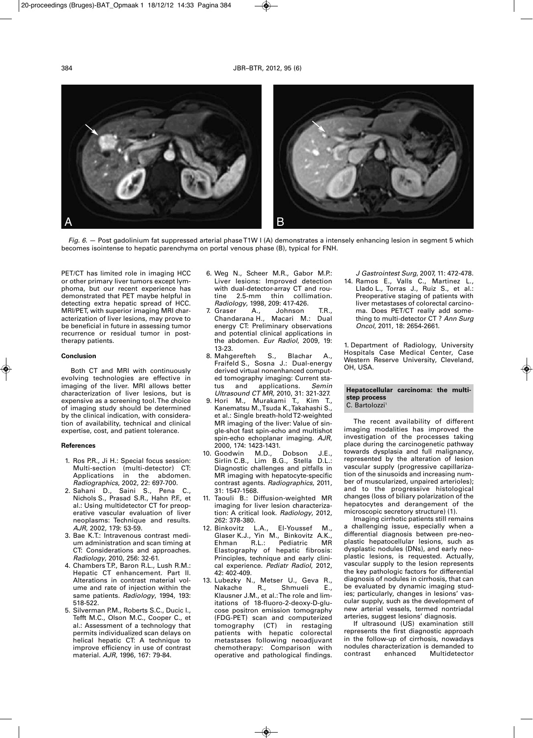*Fig. 6.* — Post gadolinium fat suppressed arterial phase T1W I (A) demonstrates a intensely enhancing lesion in segment 5 which becomes isointense to hepatic parenchyma on portal venous phase (B), typical for FNH.

PET/CT has limited role in imaging HCC or other primary liver tumors except lymphoma, but our recent experience has demonstrated that PET maybe helpful in detecting extra hepatic spread of HCC. MRI/PET, with superior imaging MRI characterization of liver lesions, may prove to be beneficial in future in assessing tumor recurrence or residual tumor in post-therapy patients.

#### Conclusion

Both CT and MRI with continuously evolving technologies are effective in imaging of the liver. MRI allows better characterization of liver lesions, but is expensive as a screening tool. The choice of imaging study should be determined by the clinical indication, with consideration of availability, technical and clinical expertise, cost, and patient tolerance.

#### References

1. Ros P.R., Ji H.: Special focus session: Multi-section (multi-detector) CT: Applications in the abdomen. *Radiographics*, 2002, 22: 697-700.
2. Sahani D., Saini S., Pena C., Nichols S., Prasad S.R., Hahn P.F., et al.: Using multidetector CT for preoperative vascular evaluation of liver neoplasms: Technique and results. *AJR*, 2002, 179: 53-59.
3. Bae K.T.: Intravenous contrast medium administration and scan timing at CT: Considerations and approaches. *Radiology*, 2010, 256: 32-61.
4. Chambers T.P., Baron R.L., Lush R.M.: Hepatic CT enhancement. Part II. Alterations in contrast material volume and rate of injection within the same patients. *Radiology*, 1994, 193: 518-522.
5. Silverman P.M., Roberts S.C., Ducic I., Tefft M.C., Olson M.C., Cooper C., et al.: Assessment of a technology that permits individualized scan delays on helical hepatic CT: A technique to improve efficiency in use of contrast material. *AJR*, 1996, 167: 79-84.
6. Weg N., Scheer M.R., Gabor M.P.: Liver lesions: Improved detection with dual-detector-array CT and routine 2.5-mm thin collimation. *Radiology*, 1998, 209: 417-426.
7. Graser A., Johnson T.R., Chandarana H., Macari M.: Dual energy CT: Preliminary observations and potential clinical applications in the abdomen. *Eur Radiol*, 2009, 19: 13-23.
8. Mahgerefteh S., Blachar A., Fraifeld S., Sosna J.: Dual-energy derived virtual nonenhanced computed tomography imaging: Current status and applications. *Semin Ultrasound CT MR*, 2010, 31: 321-327.
9. Hori M., Murakami T., Kim T., Kanematsu M., Tsuda K., Takahashi S., et al.: Single breath-hold T2-weighted MR imaging of the liver: Value of single-shot fast spin-echo and multishot spin-echo echoplanar imaging. *AJR*, 2000, 174: 1423-1431.
10. Goodwin M.D., Dobson J.E., Sirlin C.B., Lim B.G., Stella D.L.: Diagnostic challenges and pitfalls in MR imaging with hepatocyte-specific contrast agents. *Radiographics*, 2011, 31: 1547-1568.
11. Taouli B.: Diffusion-weighted MR imaging for liver lesion characterization: A critical look. *Radiology*, 2012, 262: 378-380.
12. Binkovitz L.A., El-Youssef M., Glaser K.J., Yin M., Binkovitz A.K., Ehman R.L.: Pediatric MR Elastography of hepatic fibrosis: Principles, technique and early clinical experience. *Pediatr Radiol*, 2012, 42: 402-409.
13. Lubezky N., Metser U., Geva R., Nakache R., Shmueli E., Klausner J.M., et al.: The role and limitations of 18-fluoro-2-deoxy-D-glucose positron emission tomography (FDG-PET) scan and computerized tomography (CT) in restaging patients with hepatic colorectal metastases following neoadjuvant chemotherapy: Comparison with operative and pathological findings. *J Gastrointest Surg*, 2007, 11: 472-478.
14. Ramos E., Valls C., Martinez L., Llado L., Torras J., Ruiz S., et al.: Preoperative staging of patients with liver metastases of colorectal carcinoma. Does PET/CT really add something to multi-detector CT? *Ann Surg Oncol*, 2011, 18: 2654-2661.

1. Department of Radiology, University Hospitals Case Medical Center, Case Western Reserve University, Cleveland, OH, USA.

## Hepatocellular carcinoma: the multi-step process

C. Bartolozzi[1]

The recent availability of different imaging modalities has improved the investigation of the processes taking place during the carcinogenetic pathway towards dysplasia and full malignancy, represented by the alteration of lesion vascular supply (progressive capillarization of the sinusoids and increasing number of muscularized, unpaired arterioles); and to the progressive histological changes (loss of biliary polarization of the hepatocytes and derangement of the microscopic secretory structure) (1).

Imaging cirrhotic patients still remains a challenging issue, especially when a differential diagnosis between pre-neoplastic hepatocellular lesions, such as dysplastic nodules (DNs), and early neoplastic lesions, is requested. Actually, vascular supply to the lesion represents the key pathologic factors for differential diagnosis of nodules in cirrhosis, that can be evaluated by dynamic imaging studies; particularly, changes in lesions' vascular supply, such as the development of new arterial vessels, termed nontriadal arteries, suggest lesions' diagnosis.

If ultrasound (US) examination still represents the first diagnostic approach in the follow-up of cirrhosis, nowadays nodules characterization is demanded to contrast enhanced Multidetector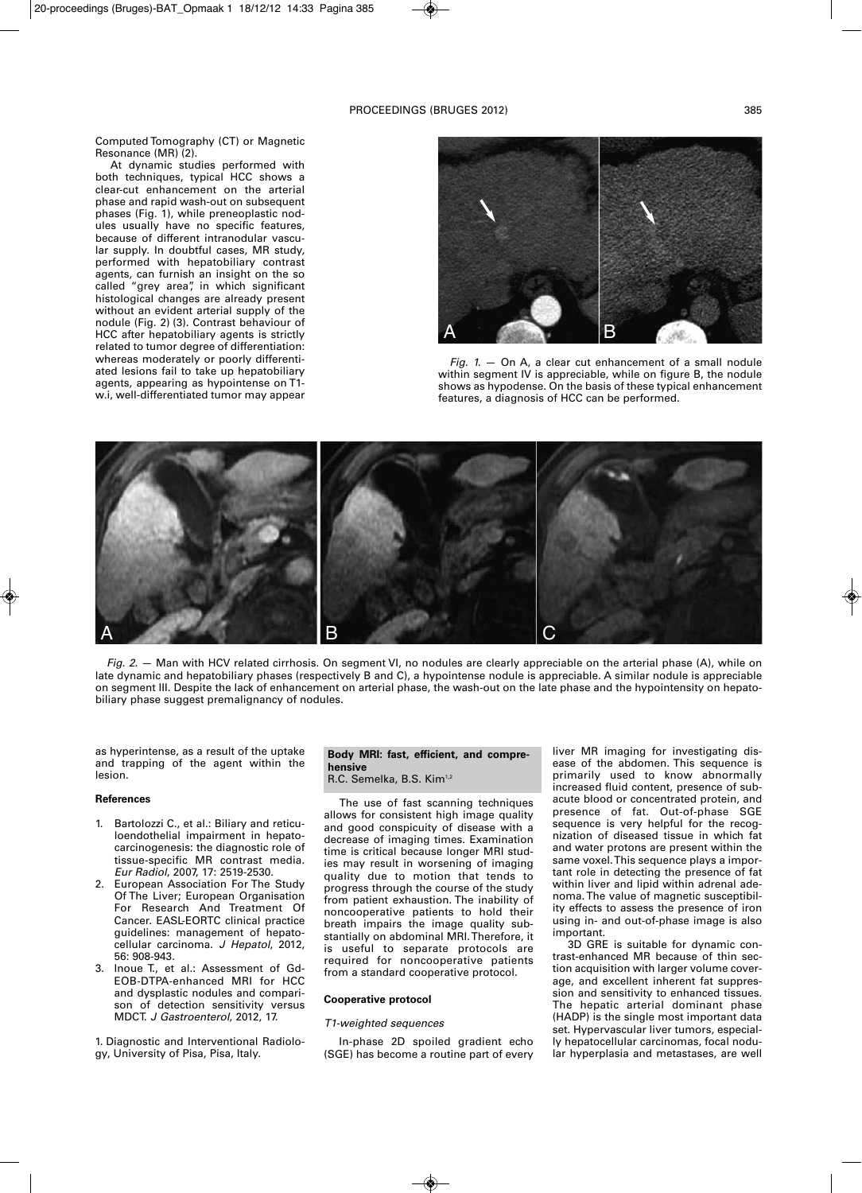Computed Tomography (CT) or Magnetic Resonance (MR) (2).

At dynamic studies performed with both techniques, typical HCC shows a clear-cut enhancement on the arterial phase and rapid wash-out on subsequent phases (Fig. 1), while preneoplastic nodules usually have no specific features, because of different intranodular vascular supply. In doubtful cases, MR study, performed with hepatobiliary contrast agents, can furnish an insight on the so called "grey area", in which significant histological changes are already present without an evident arterial supply of the nodule (Fig. 2) (3). Contrast behaviour of HCC after hepatobiliary agents is strictly related to tumor degree of differentiation: whereas moderately or poorly differentiated lesions fail to take up hepatobiliary agents, appearing as hypointense on T1-w.i, well-differentiated tumor may appear as hyperintense, as a result of the uptake and trapping of the agent within the lesion.

*Fig. 1.* — On A, a clear cut enhancement of a small nodule within segment IV is appreciable, while on figure B, the nodule shows as hypodense. On the basis of these typical enhancement features, a diagnosis of HCC can be performed.

*Fig. 2.* — Man with HCV related cirrhosis. On segment VI, no nodules are clearly appreciable on the arterial phase (A), while on late dynamic and hepatobiliary phases (respectively B and C), a hypointense nodule is appreciable. A similar nodule is appreciable on segment III. Despite the lack of enhancement on arterial phase, the wash-out on the late phase and the hypointensity on hepatobiliary phase suggest premalignancy of nodules.

#### References

1. Bartolozzi C., et al.: Biliary and reticuloendothelial impairment in hepatocarcinogenesis: the diagnostic role of tissue-specific MR contrast media. *Eur Radiol*, 2007, 17: 2519-2530.
2. European Association For The Study Of The Liver; European Organisation For Research And Treatment Of Cancer. EASL-EORTC clinical practice guidelines: management of hepatocellular carcinoma. *J Hepatol*, 2012, 56: 908-943.
3. Inoue T., et al.: Assessment of Gd-EOB-DTPA-enhanced MRI for HCC and dysplastic nodules and comparison of detection sensitivity versus MDCT. *J Gastroenterol*, 2012, 17.

1. Diagnostic and Interventional Radiology, University of Pisa, Pisa, Italy.

## Body MRI: fast, efficient, and comprehensive

R.C. Semelka, B.S. Kim[1,2]

The use of fast scanning techniques allows for consistent high image quality and good conspicuity of disease with a decrease of imaging times. Examination time is critical because longer MRI studies may result in worsening of imaging quality due to motion that tends to progress through the course of the study from patient exhaustion. The inability of noncooperative patients to hold their breath impairs the image quality substantially on abdominal MRI. Therefore, it is useful to separate protocols are required for noncooperative patients from a standard cooperative protocol.

### Cooperative protocol

#### *T1-weighted sequences*

In-phase 2D spoiled gradient echo (SGE) has become a routine part of every liver MR imaging for investigating disease of the abdomen. This sequence is primarily used to know abnormally increased fluid content, presence of subacute blood or concentrated protein, and presence of fat. Out-of-phase SGE sequence is very helpful for the recognization of diseased tissue in which fat and water protons are present within the same voxel. This sequence plays a important role in detecting the presence of fat within liver and lipid within adrenal adenoma. The value of magnetic susceptibility effects to assess the presence of iron using in- and out-of-phase image is also important.

3D GRE is suitable for dynamic contrast-enhanced MR because of thin section acquisition with larger volume coverage, and excellent inherent fat suppression and sensitivity to enhanced tissues. The hepatic arterial dominant phase (HADP) is the single most important data set. Hypervascular liver tumors, especially hepatocellular carcinomas, focal nodular hyperplasia and metastases, are well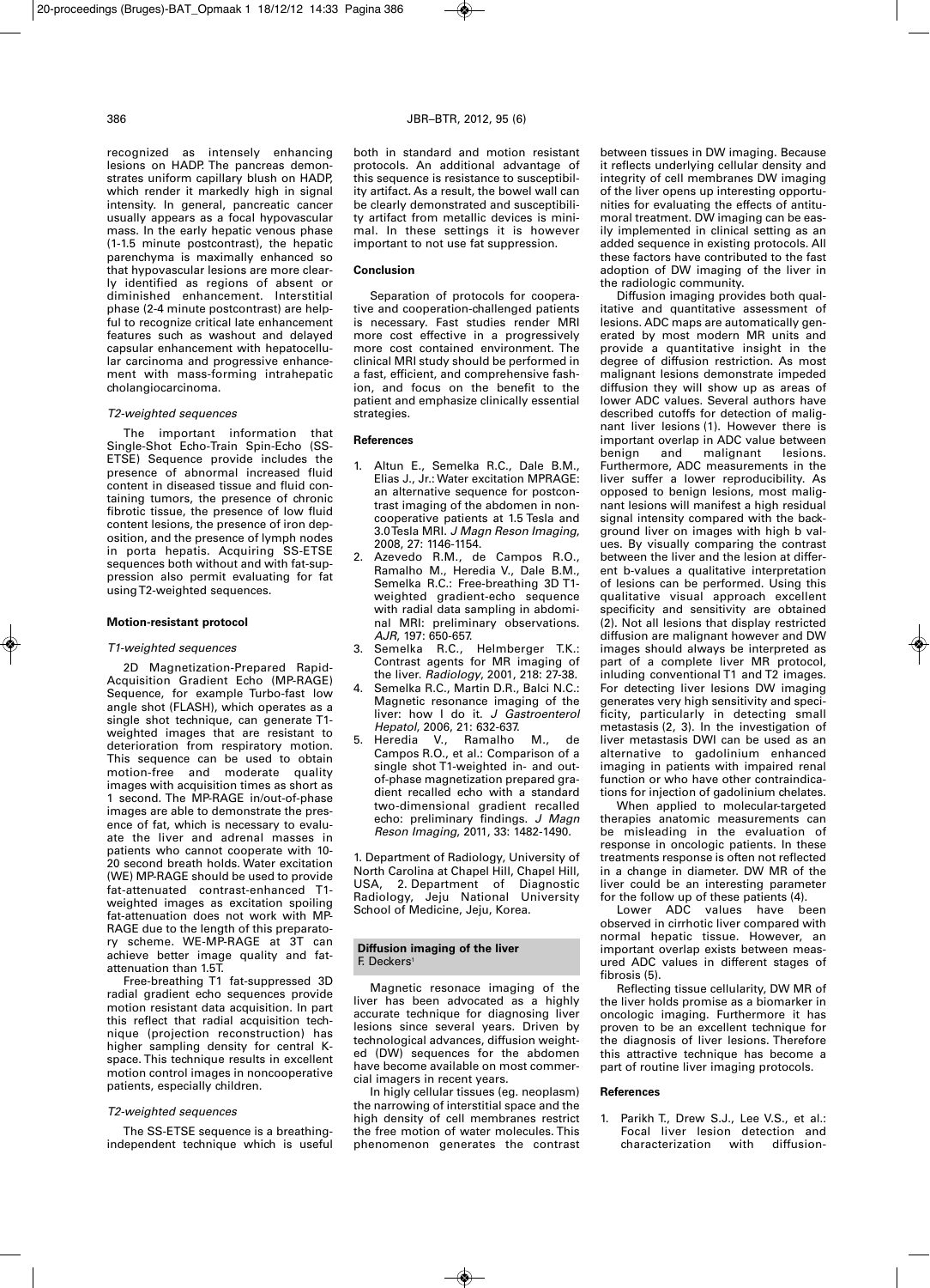recognized as intensely enhancing lesions on HADP. The pancreas demonstrates uniform capillary blush on HADP, which render it markedly high in signal intensity. In general, pancreatic cancer usually appears as a focal hypovascular mass. In the early hepatic venous phase (1-1.5 minute postcontrast), the hepatic parenchyma is maximally enhanced so that hypovascular lesions are more clearly identified as regions of absent or diminished enhancement. Interstitial phase (2-4 minute postcontrast) are helpful to recognize critical late enhancement features such as washout and delayed capsular enhancement with hepatocellular carcinoma and progressive enhancement with mass-forming intrahepatic cholangiocarcinoma.

*T2-weighted sequences*

The important information that Single-Shot Echo-Train Spin-Echo (SS-ETSE) Sequence provide includes the presence of abnormal increased fluid content in diseased tissue and fluid containing tumors, the presence of chronic fibrotic tissue, the presence of low fluid content lesions, the presence of iron deposition, and the presence of lymph nodes in porta hepatis. Acquiring SS-ETSE sequences both without and with fat-suppression also permit evaluating for fat using T2-weighted sequences.

**Motion-resistant protocol**

*T1-weighted sequences*

2D Magnetization-Prepared Rapid-Acquisition Gradient Echo (MP-RAGE) Sequence, for example Turbo-fast low angle shot (FLASH), which operates as a single shot technique, can generate T1-weighted images that are resistant to deterioration from respiratory motion. This sequence can be used to obtain motion-free and moderate quality images with acquisition times as short as 1 second. The MP-RAGE in/out-of-phase images are able to demonstrate the presence of fat, which is necessary to evaluate the liver and adrenal masses in patients who cannot cooperate with 10-20 second breath holds. Water excitation (WE) MP-RAGE should be used to provide fat-attenuated contrast-enhanced T1-weighted images as excitation spoiling fat-attenuation does not work with MP-RAGE due to the length of this preparatory scheme. WE-MP-RAGE at 3T can achieve better image quality and fat-attenuation than 1.5T.

Free-breathing T1 fat-suppressed 3D radial gradient echo sequences provide motion resistant data acquisition. In part this reflect that radial acquisition technique (projection reconstruction) has higher sampling density for central K-space. This technique results in excellent motion control images in noncooperative patients, especially children.

*T2-weighted sequences*

The SS-ETSE sequence is a breathing-independent technique which is useful both in standard and motion resistant protocols. An additional advantage of this sequence is resistance to susceptibility artifact. As a result, the bowel wall can be clearly demonstrated and susceptibility artifact from metallic devices is minimal. In these settings it is however important to not use fat suppression.

**Conclusion**

Separation of protocols for cooperative and cooperation-challenged patients is necessary. Fast studies render MRI more cost effective in a progressively more cost contained environment. The clinical MRI study should be performed in a fast, efficient, and comprehensive fashion, and focus on the benefit to the patient and emphasize clinically essential strategies.

**References**

1. Altun E., Semelka R.C., Dale B.M., Elias J., Jr.: Water excitation MPRAGE: an alternative sequence for postcontrast imaging of the abdomen in noncooperative patients at 1.5 Tesla and 3.0 Tesla MRI. *J Magn Reson Imaging*, 2008, 27: 1146-1154.
2. Azevedo R.M., de Campos R.O., Ramalho M., Heredia V., Dale B.M., Semelka R.C.: Free-breathing 3D T1-weighted gradient-echo sequence with radial data sampling in abdominal MRI: preliminary observations. *AJR*, 197: 650-657.
3. Semelka R.C., Helmberger T.K.: Contrast agents for MR imaging of the liver. *Radiology*, 2001, 218: 27-38.
4. Semelka R.C., Martin D.R., Balci N.C.: Magnetic resonance imaging of the liver: how I do it. *J Gastroenterol Hepatol*, 2006, 21: 632-637.
5. Heredia V., Ramalho M., de Campos R.O., et al.: Comparison of a single shot T1-weighted in- and out-of-phase magnetization prepared gradient recalled echo with a standard two-dimensional gradient recalled echo: preliminary findings. *J Magn Reson Imaging*, 2011, 33: 1482-1490.

1. Department of Radiology, University of North Carolina at Chapel Hill, Chapel Hill, USA, 2. Department of Diagnostic Radiology, Jeju National University School of Medicine, Jeju, Korea.

## Diffusion imaging of the liver

F. Deckers[1]

Magnetic resonance imaging of the liver has been advocated as a highly accurate technique for diagnosing liver lesions since several years. Driven by technological advances, diffusion weighted (DW) sequences for the abdomen have become available on most commercial imagers in recent years.

In higly cellular tissues (eg. neoplasm) the narrowing of interstitial space and the high density of cell membranes restrict the free motion of water molecules. This phenomenon generates the contrast between tissues in DW imaging. Because it reflects underlying cellular density and integrity of cell membranes DW imaging of the liver opens up interesting opportunities for evaluating the effects of antitumoral treatment. DW imaging can be easily implemented in clinical setting as an added sequence in existing protocols. All these factors have contributed to the fast adoption of DW imaging of the liver in the radiologic community.

Diffusion imaging provides both qualitative and quantitative assessment of lesions. ADC maps are automatically generated by most modern MR units and provide a quantitative insight in the degree of diffusion restriction. As most malignant lesions demonstrate impeded diffusion they will show up as areas of lower ADC values. Several authors have described cutoffs for detection of malignant liver lesions (1). However there is important overlap in ADC value between benign and malignant lesions. Furthermore, ADC measurements in the liver suffer a lower reproducibility. As opposed to benign lesions, most malignant lesions will manifest a high residual signal intensity compared with the background liver on images with high b values. By visually comparing the contrast between the liver and the lesion at different b-values a qualitative interpretation of lesions can be performed. Using this qualitative visual approach excellent specificity and sensitivity are obtained (2). Not all lesions that display restricted diffusion are malignant however and DW images should always be interpreted as part of a complete liver MR protocol, inluding conventional T1 and T2 images. For detecting liver lesions DW imaging generates very high sensitivity and specificity, particularly in detecting small metastasis (2, 3). In the investigation of liver metastasis DWI can be used as an alternative to gadolinium enhanced imaging in patients with impaired renal function or who have other contraindications for injection of gadolinium chelates.

When applied to molecular-targeted therapies anatomic measurements can be misleading in the evaluation of response in oncologic patients. In these treatments response is often not reflected in a change in diameter. DW MR of the liver could be an interesting parameter for the follow up of these patients (4).

Lower ADC values have been observed in cirrhotic liver compared with normal hepatic tissue. However, an important overlap exists between measured ADC values in different stages of fibrosis (5).

Reflecting tissue cellularity, DW MR of the liver holds promise as a biomarker in oncologic imaging. Furthermore it has proven to be an excellent technique for the diagnosis of liver lesions. Therefore this attractive technique has become a part of routine liver imaging protocols.

**References**

1. Parikh T., Drew S.J., Lee V.S., et al.: Focal liver lesion detection and characterization with diffusion-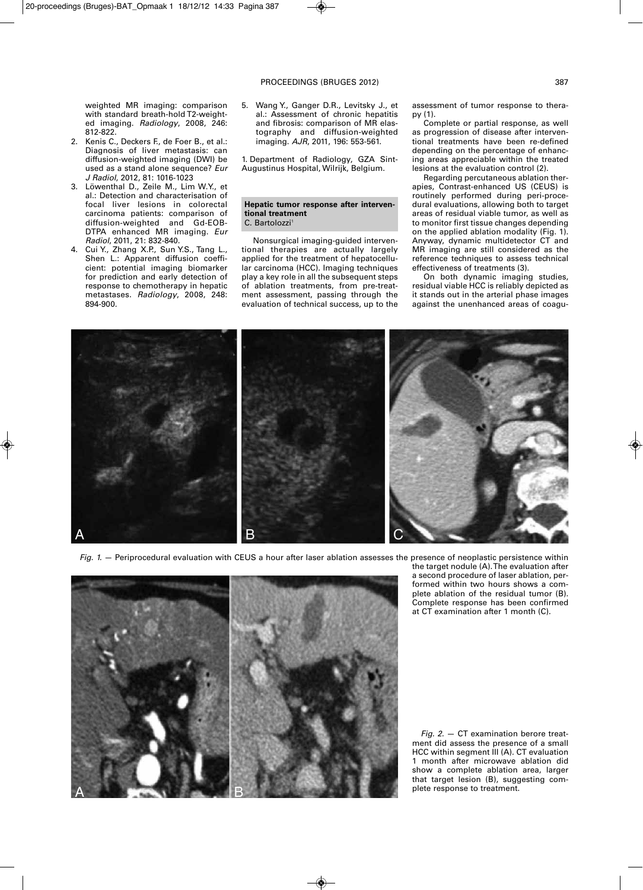weighted MR imaging: comparison with standard breath-hold T2-weighted imaging. *Radiology*, 2008, 246: 812-822.

2. Kenis C., Deckers F., de Foer B., et al.: Diagnosis of liver metastasis: can diffusion-weighted imaging (DWI) be used as a stand alone sequence? *Eur J Radiol*, 2012, 81: 1016-1023
3. Löwenthal D., Zeile M., Lim W.Y., et al.: Detection and characterisation of focal liver lesions in colorectal carcinoma patients: comparison of diffusion-weighted and Gd-EOB-DTPA enhanced MR imaging. *Eur Radiol*, 2011, 21: 832-840.
4. Cui Y., Zhang X.P., Sun Y.S., Tang L., Shen L.: Apparent diffusion coefficient: potential imaging biomarker for prediction and early detection of response to chemotherapy in hepatic metastases. *Radiology*, 2008, 248: 894-900.
5. Wang Y., Ganger D.R., Levitsky J., et al.: Assessment of chronic hepatitis and fibrosis: comparison of MR elastography and diffusion-weighted imaging. *AJR*, 2011, 196: 553-561.

1. Department of Radiology, GZA Sint-Augustinus Hospital, Wilrijk, Belgium.

## Hepatic tumor response after interventional treatment

C. Bartolozzi[1]

Nonsurgical imaging-guided interventional therapies are actually largely applied for the treatment of hepatocellular carcinoma (HCC). Imaging techniques play a key role in all the subsequent steps of ablation treatments, from pre-treatment assessment, passing through the evaluation of technical success, up to the assessment of tumor response to therapy (1).

Complete or partial response, as well as progression of disease after interventional treatments have been re-defined depending on the percentage of enhancing areas appreciable within the treated lesions at the evaluation control (2).

Regarding percutaneous ablation therapies, Contrast-enhanced US (CEUS) is routinely performed during peri-procedural evaluations, allowing both to target areas of residual viable tumor, as well as to monitor first tissue changes depending on the applied ablation modality (Fig. 1). Anyway, dynamic multidetector CT and MR imaging are still considered as the reference techniques to assess technical effectiveness of treatments (3).

On both dynamic imaging studies, residual viable HCC is reliably depicted as it stands out in the arterial phase images against the unenhanced areas of coagu-

*Fig. 1.* — Periprocedural evaluation with CEUS a hour after laser ablation assesses the presence of neoplastic persistence within the target nodule (A). The evaluation after a second procedure of laser ablation, performed within two hours shows a complete ablation of the residual tumor (B). Complete response has been confirmed at CT examination after 1 month (C).

*Fig. 2.* — CT examination berore treatment did assess the presence of a small HCC within segment III (A). CT evaluation 1 month after microwave ablation did show a complete ablation area, larger that target lesion (B), suggesting complete response to treatment.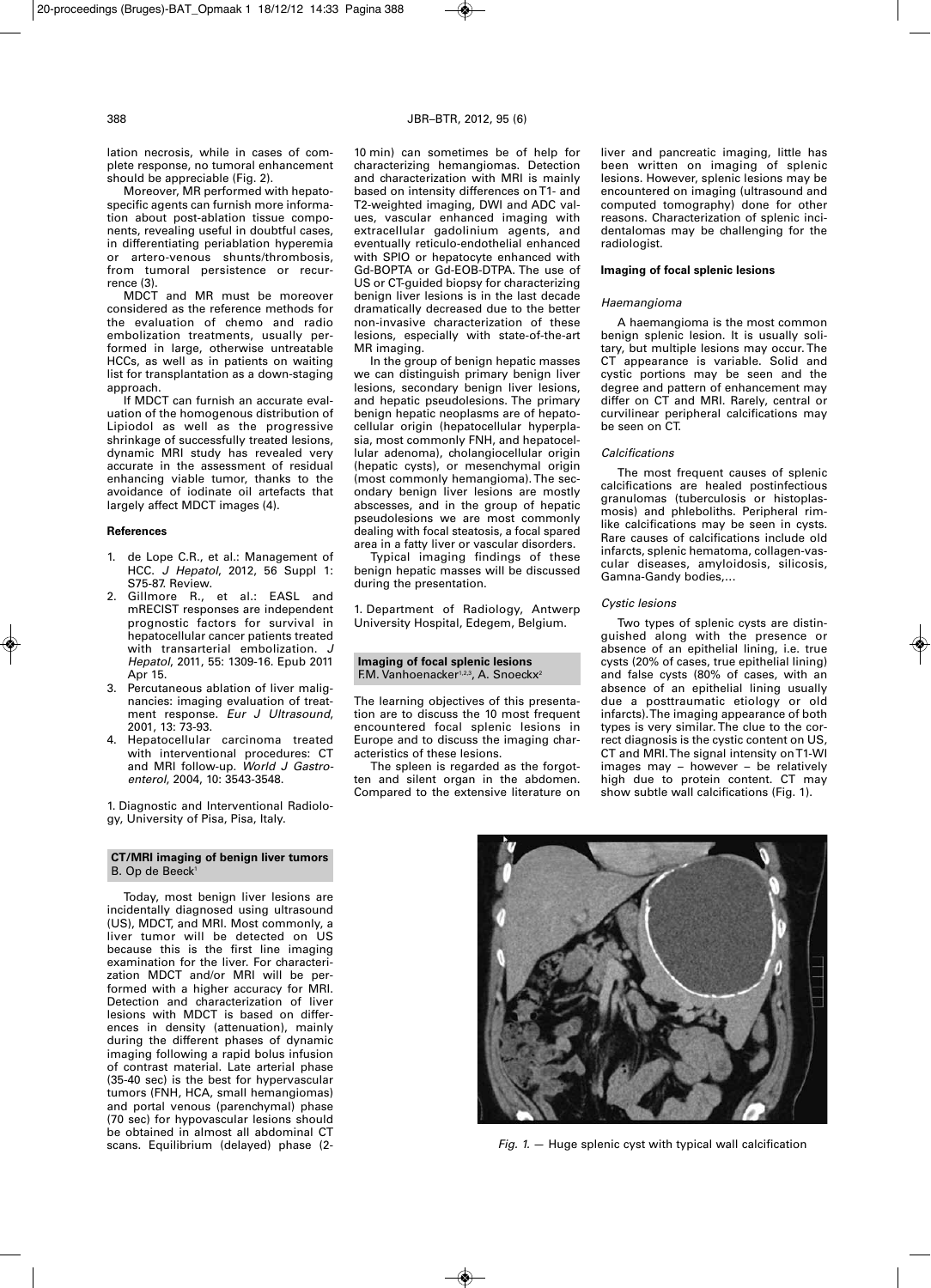lation necrosis, while in cases of complete response, no tumoral enhancement should be appreciable (Fig. 2).

Moreover, MR performed with hepatospecific agents can furnish more information about post-ablation tissue components, revealing useful in doubtful cases, in differentiating periablation hyperemia or artero-venous shunts/thrombosis, from tumoral persistence or recurrence (3).

MDCT and MR must be moreover considered as the reference methods for the evaluation of chemo and radio embolization treatments, usually performed in large, otherwise untreatable HCCs, as well as in patients on waiting list for transplantation as a down-staging approach.

If MDCT can furnish an accurate evaluation of the homogenous distribution of Lipiodol as well as the progressive shrinkage of successfully treated lesions, dynamic MRI study has revealed very accurate in the assessment of residual enhancing viable tumor, thanks to the avoidance of iodinate oil artefacts that largely affect MDCT images (4).

**References**

1. de Lope C.R., et al.: Management of HCC. *J Hepatol*, 2012, 56 Suppl 1: S75-87. Review.
2. Gillmore R., et al.: EASL and mRECIST responses are independent prognostic factors for survival in hepatocellular cancer patients treated with transarterial embolization. *J Hepatol*, 2011, 55: 1309-16. Epub 2011 Apr 15.
3. Percutaneous ablation of liver malignancies: imaging evaluation of treatment response. *Eur J Ultrasound*, 2001, 13: 73-93.
4. Hepatocellular carcinoma treated with interventional procedures: CT and MRI follow-up. *World J Gastroenterol*, 2004, 10: 3543-3548.

1. Diagnostic and Interventional Radiology, University of Pisa, Pisa, Italy.

## CT/MRI imaging of benign liver tumors

B. Op de Beeck[1]

Today, most benign liver lesions are incidentally diagnosed using ultrasound (US), MDCT, and MRI. Most commonly, a liver tumor will be detected on US because this is the first line imaging examination for the liver. For characterization MDCT and/or MRI will be performed with a higher accuracy for MRI. Detection and characterization of liver lesions with MDCT is based on differences in density (attenuation), mainly during the different phases of dynamic imaging following a rapid bolus infusion of contrast material. Late arterial phase (35-40 sec) is the best for hypervascular tumors (FNH, HCA, small hemangiomas) and portal venous (parenchymal) phase (70 sec) for hypovascular lesions should be obtained in almost all abdominal CT scans. Equilibrium (delayed) phase (2-10 min) can sometimes be of help for characterizing hemangiomas. Detection and characterization with MRI is mainly based on intensity differences on T1- and T2-weighted imaging, DWI and ADC values, vascular enhanced imaging with extracellular gadolinium agents, and eventually reticulo-endothelial enhanced with SPIO or hepatocyte enhanced with Gd-BOPTA or Gd-EOB-DTPA. The use of US or CT-guided biopsy for characterizing benign liver lesions is in the last decade dramatically decreased due to the better non-invasive characterization of these lesions, especially with state-of-the-art MR imaging.

In the group of benign hepatic masses we can distinguish primary benign liver lesions, secondary benign liver lesions, and hepatic pseudolesions. The primary benign hepatic neoplasms are of hepatocellular origin (hepatocellular hyperplasia, most commonly FNH, and hepatocellular adenoma), cholangiocellular origin (hepatic cysts), or mesenchymal origin (most commonly hemangioma). The secondary benign liver lesions are mostly abscesses, and in the group of hepatic pseudolesions we are most commonly dealing with focal steatosis, a focal spared area in a fatty liver or vascular disorders.

Typical imaging findings of these benign hepatic masses will be discussed during the presentation.

1. Department of Radiology, Antwerp University Hospital, Edegem, Belgium.

## Imaging of focal splenic lesions

F.M. Vanhoenacker[1,2,3], A. Snoeckx[2]

The learning objectives of this presentation are to discuss the 10 most frequent encountered focal splenic lesions in Europe and to discuss the imaging characteristics of these lesions.

The spleen is regarded as the forgotten and silent organ in the abdomen. Compared to the extensive literature on liver and pancreatic imaging, little has been written on imaging of splenic lesions. However, splenic lesions may be encountered on imaging (ultrasound and computed tomography) done for other reasons. Characterization of splenic incidentalomas may be challenging for the radiologist.

### Imaging of focal splenic lesions

#### *Haemangioma*

A haemangioma is the most common benign splenic lesion. It is usually solitary, but multiple lesions may occur. The CT appearance is variable. Solid and cystic portions may be seen and the degree and pattern of enhancement may differ on CT and MRI. Rarely, central or curvilinear peripheral calcifications may be seen on CT.

#### *Calcifications*

The most frequent causes of splenic calcifications are healed postinfectious granulomas (tuberculosis or histoplasmosis) and phleboliths. Peripheral rim-like calcifications may be seen in cysts. Rare causes of calcifications include old infarcts, splenic hematoma, collagen-vascular diseases, amyloidosis, silicosis, Gamna-Gandy bodies,...

#### *Cystic lesions*

Two types of splenic cysts are distinguished along with the presence or absence of an epithelial lining, i.e. true cysts (20% of cases, true epithelial lining) and false cysts (80% of cases, with an absence of an epithelial lining usually due a posttraumatic etiology or old infarcts). The imaging appearance of both types is very similar. The clue to the correct diagnosis is the cystic content on US, CT and MRI. The signal intensity on T1-WI images may – however – be relatively high due to protein content. CT may show subtle wall calcifications (Fig. 1).

*Fig. 1.* — Huge splenic cyst with typical wall calcification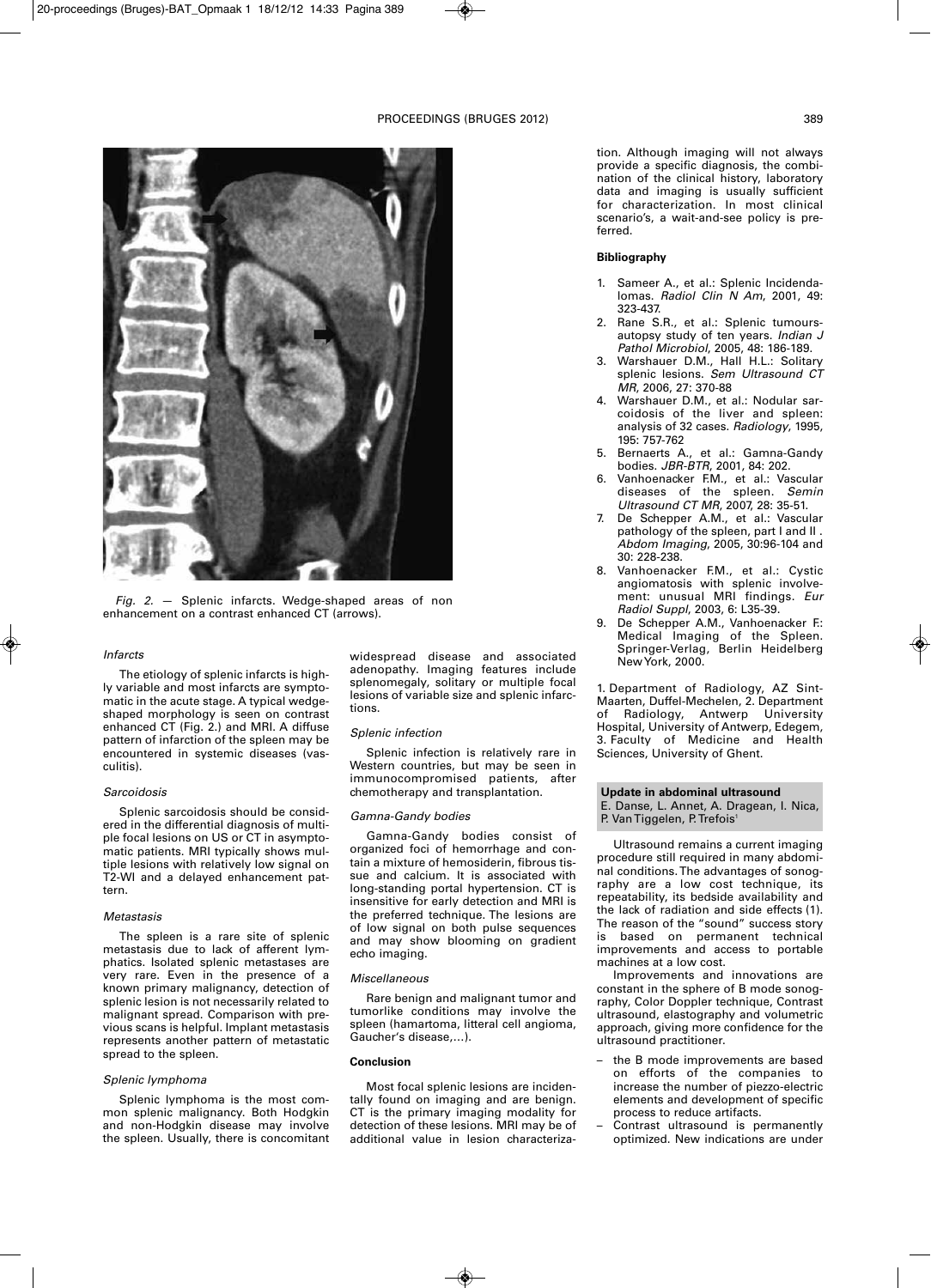*Fig. 2.* — Splenic infarcts. Wedge-shaped areas of non enhancement on a contrast enhanced CT (arrows).

*Infarcts*

The etiology of splenic infarcts is highly variable and most infarcts are symptomatic in the acute stage. A typical wedge-shaped morphology is seen on contrast enhanced CT (Fig. 2.) and MRI. A diffuse pattern of infarction of the spleen may be encountered in systemic diseases (vasculitis).

*Sarcoidosis*

Splenic sarcoidosis should be considered in the differential diagnosis of multiple focal lesions on US or CT in asymptomatic patients. MRI typically shows multiple lesions with relatively low signal on T2-WI and a delayed enhancement pattern.

*Metastasis*

The spleen is a rare site of splenic metastasis due to lack of afferent lymphatics. Isolated splenic metastases are very rare. Even in the presence of a known primary malignancy, detection of splenic lesion is not necessarily related to malignant spread. Comparison with previous scans is helpful. Implant metastasis represents another pattern of metastatic spread to the spleen.

*Splenic lymphoma*

Splenic lymphoma is the most common splenic malignancy. Both Hodgkin and non-Hodgkin disease may involve the spleen. Usually, there is concomitant widespread disease and associated adenopathy. Imaging features include splenomegaly, solitary or multiple focal lesions of variable size and splenic infarctions.

*Splenic infection*

Splenic infection is relatively rare in Western countries, but may be seen in immunocompromised patients, after chemotherapy and transplantation.

*Gamna-Gandy bodies*

Gamna-Gandy bodies consist of organized foci of hemorrhage and contain a mixture of hemosiderin, fibrous tissue and calcium. It is associated with long-standing portal hypertension. CT is insensitive for early detection and MRI is the preferred technique. The lesions are of low signal on both pulse sequences and may show blooming on gradient echo imaging.

*Miscellaneous*

Rare benign and malignant tumor and tumorlike conditions may involve the spleen (hamartoma, litteral cell angioma, Gaucher's disease,...).

**Conclusion**

Most focal splenic lesions are incidentally found on imaging and are benign. CT is the primary imaging modality for detection of these lesions. MRI may be of additional value in lesion characterization. Although imaging will not always provide a specific diagnosis, the combination of the clinical history, laboratory data and imaging is usually sufficient for characterization. In most clinical scenario's, a wait-and-see policy is preferred.

**Bibliography**

1. Sameer A., et al.: Splenic Incidendalomas. *Radiol Clin N Am*, 2001, 49: 323-437.
2. Rane S.R., et al.: Splenic tumours-autopsy study of ten years. *Indian J Pathol Microbiol*, 2005, 48: 186-189.
3. Warshauer D.M., Hall H.L.: Solitary splenic lesions. *Sem Ultrasound CT MR*, 2006, 27: 370-88
4. Warshauer D.M., et al.: Nodular sarcoidosis of the liver and spleen: analysis of 32 cases. *Radiology*, 1995, 195: 757-762
5. Bernaerts A., et al.: Gamna-Gandy bodies. *JBR-BTR*, 2001, 84: 202.
6. Vanhoenacker F.M., et al.: Vascular diseases of the spleen. *Semin Ultrasound CT MR*, 2007, 28: 35-51.
7. De Schepper A.M., et al.: Vascular pathology of the spleen, part I and II . *Abdom Imaging*, 2005, 30:96-104 and 30: 228-238.
8. Vanhoenacker F.M., et al.: Cystic angiomatosis with splenic involvement: unusual MRI findings. *Eur Radiol Suppl*, 2003, 6: L35-39.
9. De Schepper A.M., Vanhoenacker F.: Medical Imaging of the Spleen. Springer-Verlag, Berlin Heidelberg New York, 2000.

1. Department of Radiology, AZ Sint-Maarten, Duffel-Mechelen, 2. Department of Radiology, Antwerp University Hospital, University of Antwerp, Edegem, 3. Faculty of Medicine and Health Sciences, University of Ghent.

## Update in abdominal ultrasound

E. Danse, L. Annet, A. Dragean, I. Nica, P. Van Tiggelen, P. Trefois[1]

Ultrasound remains a current imaging procedure still required in many abdominal conditions. The advantages of sonography are a low cost technique, its repeatability, its bedside availability and the lack of radiation and side effects (1). The reason of the "sound" success story is based on permanent technical improvements and access to portable machines at a low cost.

Improvements and innovations are constant in the sphere of B mode sonography, Color Doppler technique, Contrast ultrasound, elastography and volumetric approach, giving more confidence for the ultrasound practitioner.

- the B mode improvements are based on efforts of the companies to increase the number of piezzo-electric elements and development of specific process to reduce artifacts.
- Contrast ultrasound is permanently optimized. New indications are under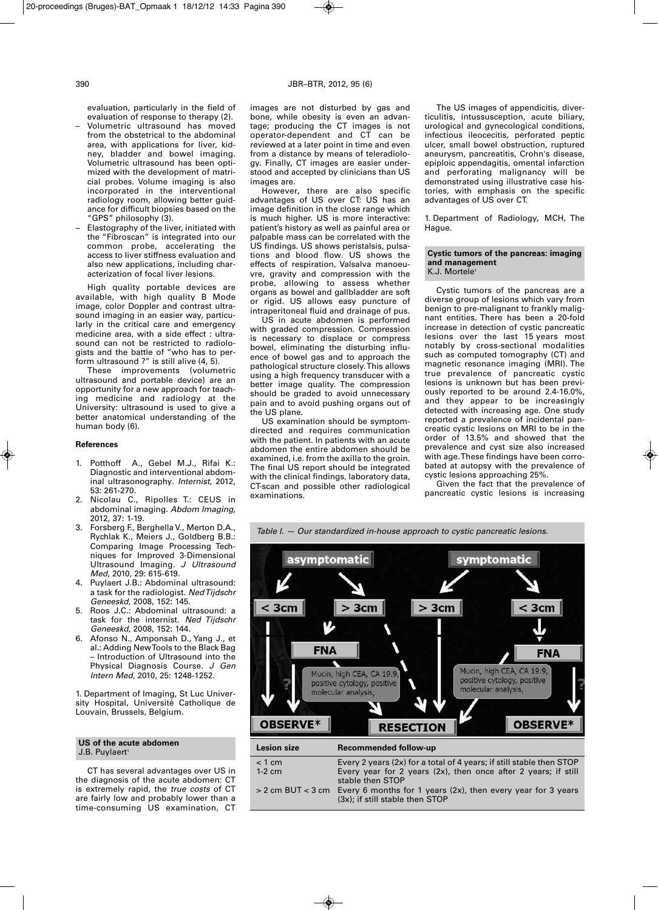evaluation, particularly in the field of evaluation of response to therapy (2).

- Volumetric ultrasound has moved from the obstetrical to the abdominal area, with applications for liver, kidney, bladder and bowel imaging. Volumetric ultrasound has been optimized with the development of matricial probes. Volume imaging is also incorporated in the interventional radiology room, allowing better guidance for difficult biopsies based on the "GPS" philosophy (3).
- Elastography of the liver, initiated with the "Fibroscan" is integrated into our common probe, accelerating the access to liver stiffness evaluation and also new applications, including characterization of focal liver lesions.

High quality portable devices are available, with high quality B Mode image, color Doppler and contrast ultrasound imaging in an easier way, particularly in the critical care and emergency medicine area, with a side effect : ultrasound can not be restricted to radiologists and the battle of "who has to perform ultrasound ?" is still alive (4, 5).

These improvements (volumetric ultrasound and portable device) are an opportunity for a new approach for teaching medicine and radiology at the University: ultrasound is used to give a better anatomical understanding of the human body (6).

#### References

1. Potthoff A., Gebel M.J., Rifai K.: Diagnostic and interventional abdominal ultrasonography. *Internist*, 2012, 53: 261-270.
2. Nicolau C., Ripolles T.: CEUS in abdominal imaging. *Abdom Imaging*, 2012, 37: 1-19.
3. Forsberg F., Berghella V., Merton D.A., Rychlak K., Meiers J., Goldberg B.B.: Comparing Image Processing Techniques for Improved 3-Dimensional Ultrasound Imaging. *J Ultrasound Med*, 2010, 29: 615-619.
4. Puylaert J.B.: Abdominal ultrasound: a task for the radiologist. *Ned Tijdschr Geneeskd*, 2008, 152: 145.
5. Roos J.C.: Abdominal ultrasound: a task for the internist. *Ned Tijdschr Geneeskd*, 2008, 152: 144.
6. Afonso N., Amponsah D., Yang J., et al.: Adding New Tools to the Black Bag – Introduction of Ultrasound into the Physical Diagnosis Course. *J Gen Intern Med*, 2010, 25: 1248-1252.

1. Department of Imaging, St Luc University Hospital, Université Catholique de Louvain, Brussels, Belgium.

### US of the acute abdomen
J.B. Puylaert[1]

CT has several advantages over US in the diagnosis of the acute abdomen: CT is extremely rapid, the *true costs* of CT are fairly low and probably lower than a time-consuming US examination, CT images are not disturbed by gas and bone, while obesity is even an advantage; producing the CT images is not operator-dependent and CT can be reviewed at a later point in time and even from a distance by means of teleradiology. Finally, CT images are easier understood and accepted by clinicians than US images are.

However, there are also specific advantages of US over CT: US has an image definition in the close range which is much higher. US is more interactive: patient's history as well as painful area or palpable mass can be correlated with the US findings. US shows peristalsis, pulsations and blood flow. US shows the effects of respiration, Valsalva manoeuvre, gravity and compression with the probe, allowing to assess whether organs as bowel and gallbladder are soft or rigid. US allows easy puncture of intraperitoneal fluid and drainage of pus.

US in acute abdomen is performed with graded compression. Compression is necessary to displace or compress bowel, eliminating the disturbing influence of bowel gas and to approach the pathological structure closely. This allows using a high frequency transducer with a better image quality. The compression should be graded to avoid unnecessary pain and to avoid pushing organs out of the US plane.

US examination should be symptom-directed and requires communication with the patient. In patients with an acute abdomen the entire abdomen should be examined, i.e. from the axilla to the groin. The final US report should be integrated with the clinical findings, laboratory data, CT-scan and possible other radiological examinations.

The US images of appendicitis, diverticulitis, intussusception, acute biliary, urological and gynecological conditions, infectious ileocecitis, perforated peptic ulcer, small bowel obstruction, ruptured aneurysm, pancreatitis, Crohn's disease, epiploic appendagitis, omental infarction and perforating malignancy will be demonstrated using illustrative case histories, with emphasis on the specific advantages of US over CT.

1. Department of Radiology, MCH, The Hague.

### Cystic tumors of the pancreas: imaging and management
K.J. Mortele[1]

Cystic tumors of the pancreas are a diverse group of lesions which vary from benign to pre-malignant to frankly malignant entities. There has been a 20-fold increase in detection of cystic pancreatic lesions over the last 15 years most notably by cross-sectional modalities such as computed tomography (CT) and magnetic resonance imaging (MRI). The true prevalence of pancreatic cystic lesions is unknown but has been previously reported to be around 2.4-16.0%, and they appear to be increasingly detected with increasing age. One study reported a prevalence of incidental pancreatic cystic lesions on MRI to be in the order of 13.5% and showed that the prevalence and cyst size also increased with age. These findings have been corroborated at autopsy with the prevalence of cystic lesions approaching 25%.

Given the fact that the prevalence of pancreatic cystic lesions is increasing

*Table I. — Our standardized in-house approach to cystic pancreatic lesions.*

asymptomatic
symptomatic
< 3cm
> 3cm
> 3cm
< 3cm
FNA
FNA
Mucin, high CEA, CA 19.9, positive cytology, positive molecular analysis,
Mucin, high CEA, CA 19.9, positive cytology, positive molecular analysis,
?
?
OBSERVE*
RESECTION
OBSERVE*

| Lesion size | Recommended follow-up |
|---|---|
| < 1 cm | Every 2 years (2x) for a total of 4 years; if still stable then STOP |
| 1-2 cm | Every year for 2 years (2x), then once after 2 years; if still stable then STOP |
| > 2 cm BUT < 3 cm | Every 6 months for 1 years (2x), then every year for 3 years (3x); if still stable then STOP |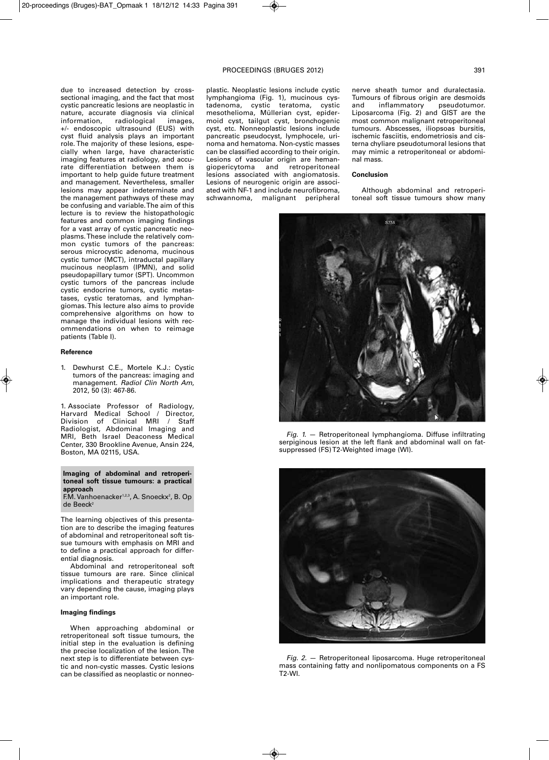due to increased detection by cross-sectional imaging, and the fact that most cystic pancreatic lesions are neoplastic in nature, accurate diagnosis via clinical information, radiological images, +/- endoscopic ultrasound (EUS) with cyst fluid analysis plays an important role. The majority of these lesions, especially when large, have characteristic imaging features at radiology, and accurate differentiation between them is important to help guide future treatment and management. Nevertheless, smaller lesions may appear indeterminate and the management pathways of these may be confusing and variable. The aim of this lecture is to review the histopathologic features and common imaging findings for a vast array of cystic pancreatic neoplasms. These include the relatively common cystic tumors of the pancreas: serous microcystic adenoma, mucinous cystic tumor (MCT), intraductal papillary mucinous neoplasm (IPMN), and solid pseudopapillary tumor (SPT). Uncommon cystic tumors of the pancreas include cystic endocrine tumors, cystic metastases, cystic teratomas, and lymphangiomas. This lecture also aims to provide comprehensive algorithms on how to manage the individual lesions with recommendations on when to reimage patients (Table I).

#### Reference

1. Dewhurst C.E., Mortele K.J.: Cystic tumors of the pancreas: imaging and management. *Radiol Clin North Am*, 2012, 50 (3): 467-86.

1. Associate Professor of Radiology, Harvard Medical School / Director, Division of Clinical MRI / Staff Radiologist, Abdominal Imaging and MRI, Beth Israel Deaconess Medical Center, 330 Brookline Avenue, Ansin 224, Boston, MA 02115, USA.

### Imaging of abdominal and retroperitoneal soft tissue tumours: a practical approach

F.M. Vanhoenacker[1,2,3], A. Snoeckx[2], B. Op de Beeck[2]

The learning objectives of this presentation are to describe the imaging features of abdominal and retroperitoneal soft tissue tumours with emphasis on MRI and to define a practical approach for differential diagnosis.

Abdominal and retroperitoneal soft tissue tumours are rare. Since clinical implications and therapeutic strategy vary depending the cause, imaging plays an important role.

#### Imaging findings

When approaching abdominal or retroperitoneal soft tissue tumours, the initial step in the evaluation is defining the precise localization of the lesion. The next step is to differentiate between cystic and non-cystic masses. Cystic lesions can be classified as neoplastic or nonneoplastic. Neoplastic lesions include cystic lymphangioma (Fig. 1), mucinous cystadenoma, cystic teratoma, cystic mesothelioma, Müllerian cyst, epidermoid cyst, tailgut cyst, bronchogenic cyst, etc. Nonneoplastic lesions include pancreatic pseudocyst, lymphocele, urinoma and hematoma. Non-cystic masses can be classified according to their origin. Lesions of vascular origin are hemangiopericytoma and retroperitoneal lesions associated with angiomatosis. Lesions of neurogenic origin are associated with NF-1 and include neurofibroma, schwannoma, malignant peripheral nerve sheath tumor and duralectasia. Tumours of fibrous origin are desmoids and inflammatory pseudotumor. Liposarcoma (Fig. 2) and GIST are the most common malignant retroperitoneal tumours. Abscesses, iliopsoas bursitis, ischemic fasciitis, endometriosis and cisterna chyliare pseudotumoral lesions that may mimic a retroperitoneal or abdominal mass.

#### Conclusion

Although abdominal and retroperitoneal soft tissue tumours show many

*Fig. 1.* — Retroperitoneal lymphangioma. Diffuse infiltrating serpiginous lesion at the left flank and abdominal wall on fat-suppressed (FS) T2-Weighted image (WI).

*Fig. 2.* — Retroperitoneal liposarcoma. Huge retroperitoneal mass containing fatty and nonlipomatous components on a FS T2-WI.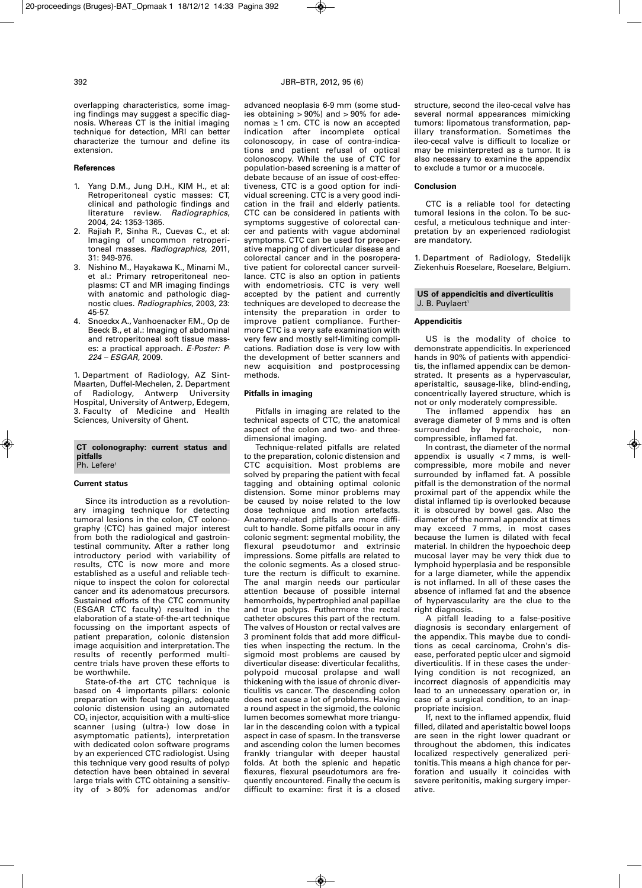overlapping characteristics, some imaging findings may suggest a specific diagnosis. Whereas CT is the initial imaging technique for detection, MRI can better characterize the tumour and define its extension.

### References

1. Yang D.M., Jung D.H., KIM H., et al: Retroperitoneal cystic masses: CT, clinical and pathologic findings and literature review. *Radiographics*, 2004, 24: 1353-1365.
2. Rajiah P., Sinha R., Cuevas C., et al: Imaging of uncommon retroperitoneal masses. *Radiographics*, 2011, 31: 949-976.
3. Nishino M., Hayakawa K., Minami M., et al.: Primary retroperitoneal neoplasms: CT and MR imaging findings with anatomic and pathologic diagnostic clues. *Radiographics*, 2003, 23: 45-57.
4. Snoeckx A., Vanhoenacker F.M., Op de Beeck B., et al.: Imaging of abdominal and retroperitoneal soft tissue masses: a practical approach. *E-Poster: P-224 – ESGAR,* 2009.

1. Department of Radiology, AZ Sint-Maarten, Duffel-Mechelen, 2. Department of Radiology, Antwerp University Hospital, University of Antwerp, Edegem, 3. Faculty of Medicine and Health Sciences, University of Ghent.

## CT colonography: current status and pitfalls

Ph. Lefere[1]

### Current status

Since its introduction as a revolutionary imaging technique for detecting tumoral lesions in the colon, CT colonography (CTC) has gained major interest from both the radiological and gastrointestinal community. After a rather long introductory period with variability of results, CTC is now more and more established as a useful and reliable technique to inspect the colon for colorectal cancer and its adenomatous precursors. Sustained efforts of the CTC community (ESGAR CTC faculty) resulted in the elaboration of a state-of-the-art technique focussing on the important aspects of patient preparation, colonic distension image acquisition and interpretation. The results of recently performed multicentre trials have proven these efforts to be worthwhile.

State-of-the art CTC technique is based on 4 importants pillars: colonic preparation with fecal tagging, adequate colonic distension using an automated $CO_2$ injector, acquisition with a multi-slice scanner (using (ultra-) low dose in asymptomatic patients), interpretation with dedicated colon software programs by an experienced CTC radiologist. Using this technique very good results of polyp detection have been obtained in several large trials with CTC obtaining a sensitivity of > 80% for adenomas and/or advanced neoplasia 6-9 mm (some studies obtaining > 90%) and > 90% for adenomas ≥ 1 cm. CTC is now an accepted indication after incomplete optical colonoscopy, in case of contra-indications and patient refusal of optical colonoscopy. While the use of CTC for population-based screening is a matter of debate because of an issue of cost-effectiveness, CTC is a good option for individual screening. CTC is a very good indication in the frail and elderly patients. CTC can be considered in patients with symptoms suggestive of colorectal cancer and patients with vague abdominal symptoms. CTC can be used for preoperative mapping of diverticular disease and colorectal cancer and in the posroperative patient for colorectal cancer surveillance. CTC is also an option in patients with endometriosis. CTC is very well accepted by the patient and currently techniques are developed to decrease the intensity the preparation in order to improve patient compliance. Furthermore CTC is a very safe examination with very few and mostly self-limiting complications. Radiation dose is very low with the development of better scanners and new acquisition and postprocessing methods.

### Pitfalls in imaging

Pitfalls in imaging are related to the technical aspects of CTC, the anatomical aspect of the colon and two- and three-dimensional imaging.

Technique-related pitfalls are related to the preparation, colonic distension and CTC acquisition. Most problems are solved by preparing the patient with fecal tagging and obtaining optimal colonic distension. Some minor problems may be caused by noise related to the low dose technique and motion artefacts. Anatomy-related pitfalls are more difficult to handle. Some pitfalls occur in any colonic segment: segmental mobility, the flexural pseudotumor and extrinsic impressions. Some pitfalls are related to the colonic segments. As a closed structure the rectum is difficult to examine. The anal margin needs our particular attention because of possible internal hemorrhoids, hypertrophied anal papillae and true polyps. Futhermore the rectal catheter obscures this part of the rectum. The valves of Houston or rectal valves are 3 prominent folds that add more difficulties when inspecting the rectum. In the sigmoid most problems are caused by diverticular disease: diverticular fecaliths, polypoid mucosal prolapse and wall thickening with the issue of chronic diverticulitis vs cancer. The descending colon does not cause a lot of problems. Having a round aspect in the sigmoid, the colonic lumen becomes somewhat more triangular in the descending colon with a typical aspect in case of spasm. In the transverse and ascending colon the lumen becomes frankly triangular with deeper haustal folds. At both the splenic and hepatic flexures, flexural pseudotumors are frequently encountered. Finally the cecum is difficult to examine: first it is a closed structure, second the ileo-cecal valve has several normal appearances mimicking tumors: lipomatous transformation, papillary transformation. Sometimes the ileo-cecal valve is difficult to localize or may be misinterpreted as a tumor. It is also necessary to examine the appendix to exclude a tumor or a mucocele.

### Conclusion

CTC is a reliable tool for detecting tumoral lesions in the colon. To be successful, a meticulous technique and interpretation by an experienced radiologist are mandatory.

1. Department of Radiology, Stedelijk Ziekenhuis Roeselare, Roeselare, Belgium.

## US of appendicitis and diverticulitis

J. B. Puylaert[1]

### Appendicitis

US is the modality of choice to demonstrate appendicitis. In experienced hands in 90% of patients with appendicitis, the inflamed appendix can be demonstrated. It presents as a hypervascular, aperistaltic, sausage-like, blind-ending, concentrically layered structure, which is not or only moderately compressible.

The inflamed appendix has an average diameter of 9 mms and is often surrounded by hyperechoic, non-compressible, inflamed fat.

In contrast, the diameter of the normal appendix is usually < 7 mms, is well-compressible, more mobile and never surrounded by inflamed fat. A possible pitfall is the demonstration of the normal proximal part of the appendix while the distal inflamed tip is overlooked because it is obscured by bowel gas. Also the diameter of the normal appendix at times may exceed 7 mms, in most cases because the lumen is dilated with fecal material. In children the hypoechoic deep mucosal layer may be very thick due to lymphoid hyperplasia and be responsible for a large diameter, while the appendix is not inflamed. In all of these cases the absence of inflamed fat and the absence of hypervascularity are the clue to the right diagnosis.

A pitfall leading to a false-positive diagnosis is secondary enlargement of the appendix. This maybe due to conditions as cecal carcinoma, Crohn's disease, perforated peptic ulcer and sigmoid diverticulitis. If in these cases the underlying condition is not recognized, an incorrect diagnosis of appendicitis may lead to an unnecessary operation or, in case of a surgical condition, to an inappropriate incision.

If, next to the inflamed appendix, fluid filled, dilated and aperistaltic bowel loops are seen in the right lower quadrant or throughout the abdomen, this indicates localized respectively generalized peritonitis. This means a high chance for perforation and usually it coincides with severe peritonitis, making surgery imperative.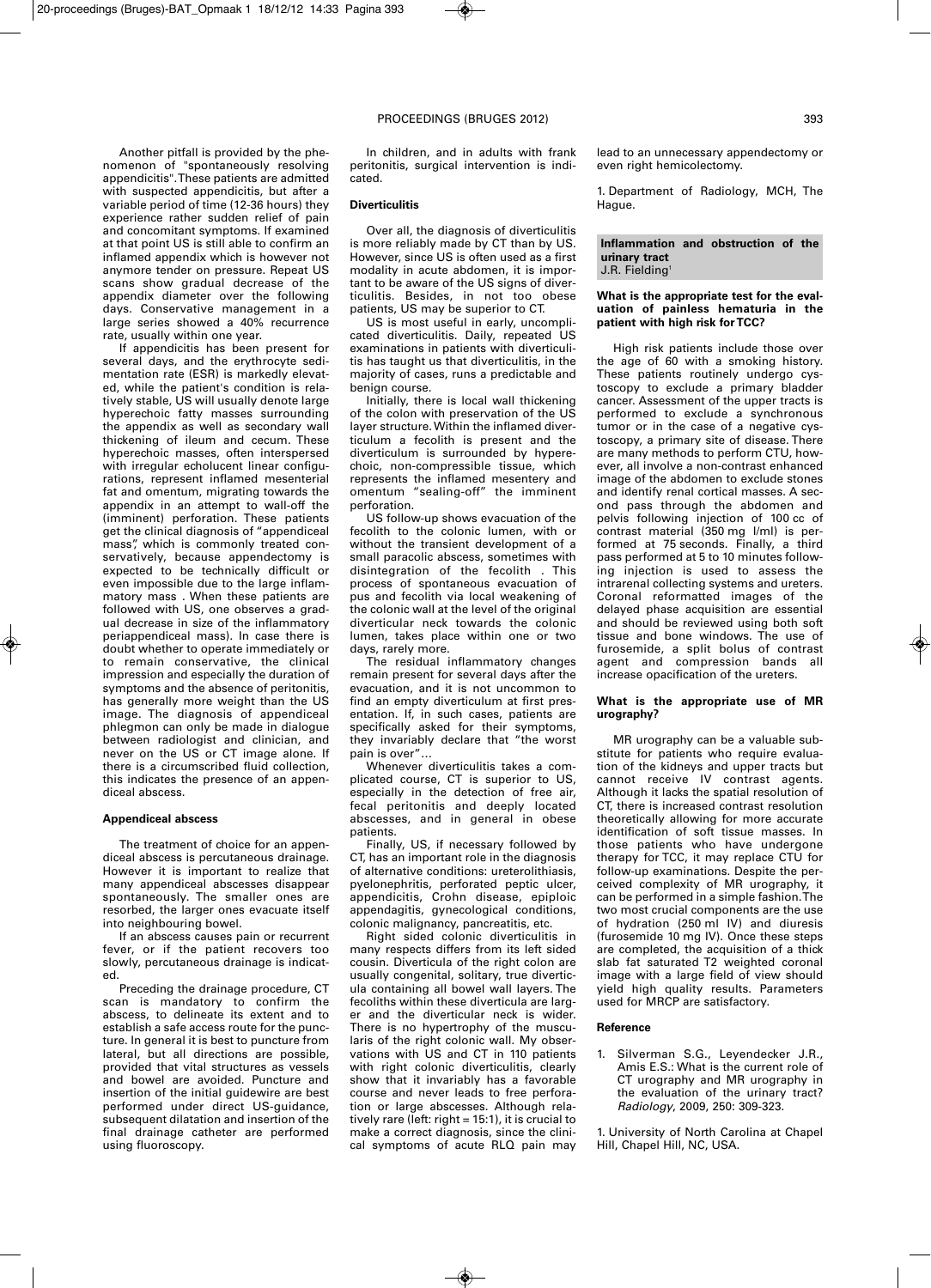Another pitfall is provided by the phenomenon of "spontaneously resolving appendicitis". These patients are admitted with suspected appendicitis, but after a variable period of time (12-36 hours) they experience rather sudden relief of pain and concomitant symptoms. If examined at that point US is still able to confirm an inflamed appendix which is however not anymore tender on pressure. Repeat US scans show gradual decrease of the appendix diameter over the following days. Conservative management in a large series showed a 40% recurrence rate, usually within one year.

If appendicitis has been present for several days, and the erythrocyte sedimentation rate (ESR) is markedly elevated, while the patient's condition is relatively stable, US will usually denote large hyperechoic fatty masses surrounding the appendix as well as secondary wall thickening of ileum and cecum. These hyperechoic masses, often interspersed with irregular echolucent linear configurations, represent inflamed mesenterial fat and omentum, migrating towards the appendix in an attempt to wall-off the (imminent) perforation. These patients get the clinical diagnosis of "appendiceal mass", which is commonly treated conservatively, because appendectomy is expected to be technically difficult or even impossible due to the large inflammatory mass . When these patients are followed with US, one observes a gradual decrease in size of the inflammatory periappendiceal mass). In case there is doubt whether to operate immediately or to remain conservative, the clinical impression and especially the duration of symptoms and the absence of peritonitis, has generally more weight than the US image. The diagnosis of appendiceal phlegmon can only be made in dialogue between radiologist and clinician, and never on the US or CT image alone. If there is a circumscribed fluid collection, this indicates the presence of an appendiceal abscess.

### Appendiceal abscess

The treatment of choice for an appendiceal abscess is percutaneous drainage. However it is important to realize that many appendiceal abscesses disappear spontaneously. The smaller ones are resorbed, the larger ones evacuate itself into neighbouring bowel.

If an abscess causes pain or recurrent fever, or if the patient recovers too slowly, percutaneous drainage is indicated.

Preceding the drainage procedure, CT scan is mandatory to confirm the abscess, to delineate its extent and to establish a safe access route for the puncture. In general it is best to puncture from lateral, but all directions are possible, provided that vital structures as vessels and bowel are avoided. Puncture and insertion of the initial guidewire are best performed under direct US-guidance, subsequent dilatation and insertion of the final drainage catheter are performed using fluoroscopy.

In children, and in adults with frank peritonitis, surgical intervention is indicated.

### Diverticulitis

Over all, the diagnosis of diverticulitis is more reliably made by CT than by US. However, since US is often used as a first modality in acute abdomen, it is important to be aware of the US signs of diverticulitis. Besides, in not too obese patients, US may be superior to CT.

US is most useful in early, uncomplicated diverticulitis. Daily, repeated US examinations in patients with diverticulitis has taught us that diverticulitis, in the majority of cases, runs a predictable and benign course.

Initially, there is local wall thickening of the colon with preservation of the US layer structure. Within the inflamed diverticulum a fecolith is present and the diverticulum is surrounded by hyperechoic, non-compressible tissue, which represents the inflamed mesentery and omentum "sealing-off" the imminent perforation.

US follow-up shows evacuation of the fecolith to the colonic lumen, with or without the transient development of a small paracolic abscess, sometimes with disintegration of the fecolith . This process of spontaneous evacuation of pus and fecolith via local weakening of the colonic wall at the level of the original diverticular neck towards the colonic lumen, takes place within one or two days, rarely more.

The residual inflammatory changes remain present for several days after the evacuation, and it is not uncommon to find an empty diverticulum at first presentation. If, in such cases, patients are specifically asked for their symptoms, they invariably declare that "the worst pain is over"…

Whenever diverticulitis takes a complicated course, CT is superior to US, especially in the detection of free air, fecal peritonitis and deeply located abscesses, and in general in obese patients.

Finally, US, if necessary followed by CT, has an important role in the diagnosis of alternative conditions: ureterolithiasis, pyelonephritis, perforated peptic ulcer, appendicitis, Crohn disease, epiploic appendagitis, gynecological conditions, colonic malignancy, pancreatitis, etc.

Right sided colonic diverticulitis in many respects differs from its left sided cousin. Diverticula of the right colon are usually congenital, solitary, true diverticula containing all bowel wall layers. The fecoliths within these diverticula are larger and the diverticular neck is wider. There is no hypertrophy of the muscularis of the right colonic wall. My observations with US and CT in 110 patients with right colonic diverticulitis, clearly show that it invariably has a favorable course and never leads to free perforation or large abscesses. Although relatively rare (left: right = 15:1), it is crucial to make a correct diagnosis, since the clinical symptoms of acute RLQ pain may lead to an unnecessary appendectomy or even right hemicolectomy.

1. Department of Radiology, MCH, The Hague.

## Inflammation and obstruction of the urinary tract

J.R. Fielding[1]

### What is the appropriate test for the evaluation of painless hematuria in the patient with high risk for TCC?

High risk patients include those over the age of 60 with a smoking history. These patients routinely undergo cystoscopy to exclude a primary bladder cancer. Assessment of the upper tracts is performed to exclude a synchronous tumor or in the case of a negative cystoscopy, a primary site of disease. There are many methods to perform CTU, however, all involve a non-contrast enhanced image of the abdomen to exclude stones and identify renal cortical masses. A second pass through the abdomen and pelvis following injection of 100 cc of contrast material (350 mg I/ml) is performed at 75 seconds. Finally, a third pass performed at 5 to 10 minutes following injection is used to assess the intrarenal collecting systems and ureters. Coronal reformatted images of the delayed phase acquisition are essential and should be reviewed using both soft tissue and bone windows. The use of furosemide, a split bolus of contrast agent and compression bands all increase opacification of the ureters.

### What is the appropriate use of MR urography?

MR urography can be a valuable substitute for patients who require evaluation of the kidneys and upper tracts but cannot receive IV contrast agents. Although it lacks the spatial resolution of CT, there is increased contrast resolution theoretically allowing for more accurate identification of soft tissue masses. In those patients who have undergone therapy for TCC, it may replace CTU for follow-up examinations. Despite the perceived complexity of MR urography, it can be performed in a simple fashion. The two most crucial components are the use of hydration (250 ml IV) and diuresis (furosemide 10 mg IV). Once these steps are completed, the acquisition of a thick slab fat saturated T2 weighted coronal image with a large field of view should yield high quality results. Parameters used for MRCP are satisfactory.

#### Reference

1. Silverman S.G., Leyendecker J.R., Amis E.S.: What is the current role of CT urography and MR urography in the evaluation of the urinary tract? *Radiology*, 2009, 250: 309-323.

1. University of North Carolina at Chapel Hill, Chapel Hill, NC, USA.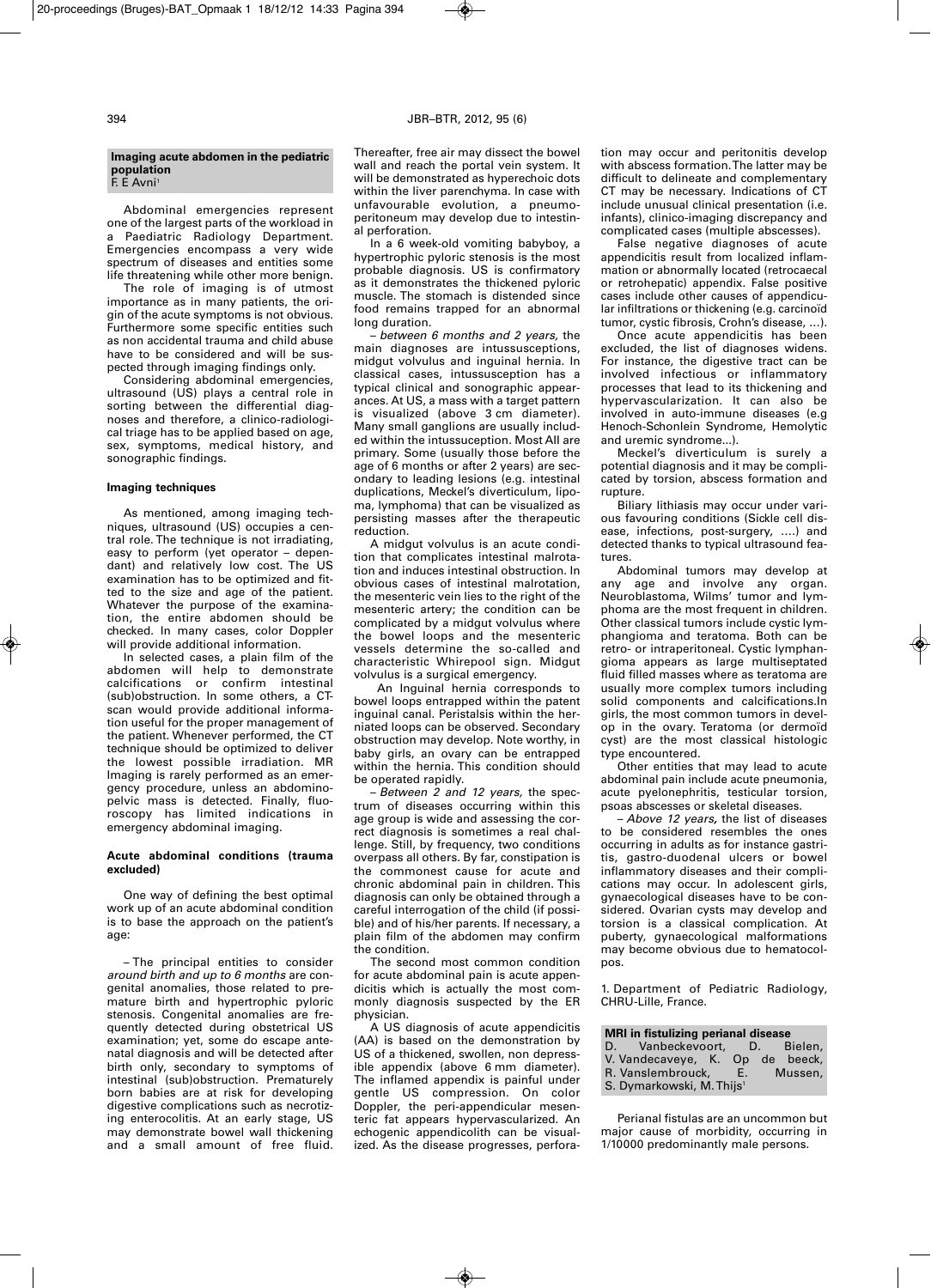## Imaging acute abdomen in the pediatric population

F. E Avni[1]

Abdominal emergencies represent one of the largest parts of the workload in a Paediatric Radiology Department. Emergencies encompass a very wide spectrum of diseases and entities some life threatening while other more benign.

The role of imaging is of utmost importance as in many patients, the origin of the acute symptoms is not obvious. Furthermore some specific entities such as non accidental trauma and child abuse have to be considered and will be suspected through imaging findings only.

Considering abdominal emergencies, ultrasound (US) plays a central role in sorting between the differential diagnoses and therefore, a clinico-radiological triage has to be applied based on age, sex, symptoms, medical history, and sonographic findings.

### Imaging techniques

As mentioned, among imaging techniques, ultrasound (US) occupies a central role. The technique is not irradiating, easy to perform (yet operator – dependant) and relatively low cost. The US examination has to be optimized and fitted to the size and age of the patient. Whatever the purpose of the examination, the entire abdomen should be checked. In many cases, color Doppler will provide additional information.

In selected cases, a plain film of the abdomen will help to demonstrate calcifications or confirm intestinal (sub)obstruction. In some others, a CT-scan would provide additional information useful for the proper management of the patient. Whenever performed, the CT technique should be optimized to deliver the lowest possible irradiation. MR Imaging is rarely performed as an emergency procedure, unless an abdominopelvic mass is detected. Finally, fluoroscopy has limited indications in emergency abdominal imaging.

### Acute abdominal conditions (trauma excluded)

One way of defining the best optimal work up of an acute abdominal condition is to base the approach on the patient's age:

– The principal entities to consider *around birth and up to 6 months* are congenital anomalies, those related to premature birth and hypertrophic pyloric stenosis. Congenital anomalies are frequently detected during obstetrical US examination; yet, some do escape antenatal diagnosis and will be detected after birth only, secondary to symptoms of intestinal (sub)obstruction. Prematurely born babies are at risk for developing digestive complications such as necrotizing enterocolitis. At an early stage, US may demonstrate bowel wall thickening and a small amount of free fluid. Thereafter, free air may dissect the bowel wall and reach the portal vein system. It will be demonstrated as hyperechoic dots within the liver parenchyma. In case with unfavourable evolution, a pneumoperitoneum may develop due to intestinal perforation.

In a 6 week-old vomiting babyboy, a hypertrophic pyloric stenosis is the most probable diagnosis. US is confirmatory as it demonstrates the thickened pyloric muscle. The stomach is distended since food remains trapped for an abnormal long duration.

– *between 6 months and 2 years,* the main diagnoses are intussusceptions, midgut volvulus and inguinal hernia. In classical cases, intussusception has a typical clinical and sonographic appearances. At US, a mass with a target pattern is visualized (above 3 cm diameter). Many small ganglions are usually included within the intussusception. Most All are primary. Some (usually those before the age of 6 months or after 2 years) are secondary to leading lesions (e.g. intestinal duplications, Meckel's diverticulum, lipoma, lymphoma) that can be visualized as persisting masses after the therapeutic reduction.

A midgut volvulus is an acute condition that complicates intestinal malrotation and induces intestinal obstruction. In obvious cases of intestinal malrotation, the mesenteric vein lies to the right of the mesenteric artery; the condition can be complicated by a midgut volvulus where the bowel loops and the mesenteric vessels determine the so-called and characteristic Whirepool sign. Midgut volvulus is a surgical emergency.

An Inguinal hernia corresponds to bowel loops entrapped within the patent inguinal canal. Peristalsis within the herniated loops can be observed. Secondary obstruction may develop. Note worthy, in baby girls, an ovary can be entrapped within the hernia. This condition should be operated rapidly.

– *Between 2 and 12 years,* the spectrum of diseases occurring within this age group is wide and assessing the correct diagnosis is sometimes a real challenge. Still, by frequency, two conditions overpass all others. By far, constipation is the commonest cause for acute and chronic abdominal pain in children. This diagnosis can only be obtained through a careful interrogation of the child (if possible) and of his/her parents. If necessary, a plain film of the abdomen may confirm the condition.

The second most common condition for acute abdominal pain is acute appendicitis which is actually the most commonly diagnosis suspected by the ER physician.

A US diagnosis of acute appendicitis (AA) is based on the demonstration by US of a thickened, swollen, non depressible appendix (above 6 mm diameter). The inflamed appendix is painful under gentle US compression. On color Doppler, the peri-appendicular mesenteric fat appears hypervascularized. An echogenic appendicolith can be visualized. As the disease progresses, perforation may occur and peritonitis develop with abscess formation. The latter may be difficult to delineate and complementary CT may be necessary. Indications of CT include unusual clinical presentation (i.e. infants), clinico-imaging discrepancy and complicated cases (multiple abscesses).

False negative diagnoses of acute appendicitis result from localized inflammation or abnormally located (retrocaecal or retrohepatic) appendix. False positive cases include other causes of appendicular infiltrations or thickening (e.g. carcinoïd tumor, cystic fibrosis, Crohn's disease, …).

Once acute appendicitis has been excluded, the list of diagnoses widens. For instance, the digestive tract can be involved infectious or inflammatory processes that lead to its thickening and hypervascularization. It can also be involved in auto-immune diseases (e.g Henoch-Schonlein Syndrome, Hemolytic and uremic syndrome...).

Meckel's diverticulum is surely a potential diagnosis and it may be complicated by torsion, abscess formation and rupture.

Biliary lithiasis may occur under various favouring conditions (Sickle cell disease, infections, post-surgery, ….) and detected thanks to typical ultrasound features.

Abdominal tumors may develop at any age and involve any organ. Neuroblastoma, Wilms' tumor and lymphoma are the most frequent in children. Other classical tumors include cystic lymphangioma and teratoma. Both can be retro- or intraperitoneal. Cystic lymphangioma appears as large multiseptated fluid filled masses where as teratoma are usually more complex tumors including solid components and calcifications.In girls, the most common tumors in develop in the ovary. Teratoma (or dermoïd cyst) are the most classical histologic type encountered.

Other entities that may lead to acute abdominal pain include acute pneumonia, acute pyelonephritis, testicular torsion, psoas abscesses or skeletal diseases.

– *Above 12 years,* the list of diseases to be considered resembles the ones occurring in adults as for instance gastritis, gastro-duodenal ulcers or bowel inflammatory diseases and their complications may occur. In adolescent girls, gynaecological diseases have to be considered. Ovarian cysts may develop and torsion is a classical complication. At puberty, gynaecological malformations may become obvious due to hematocolpos.

1. Department of Pediatric Radiology, CHRU-Lille, France.

## MRI in fistulizing perianal disease

D. Vanbeckevoort, D. Bielen, V. Vandecaveye, K. Op de beeck, R. Vanslembrouck, E. Mussen, S. Dymarkowski, M. Thijs[1]

Perianal fistulas are an uncommon but major cause of morbidity, occurring in 1/10000 predominantly male persons.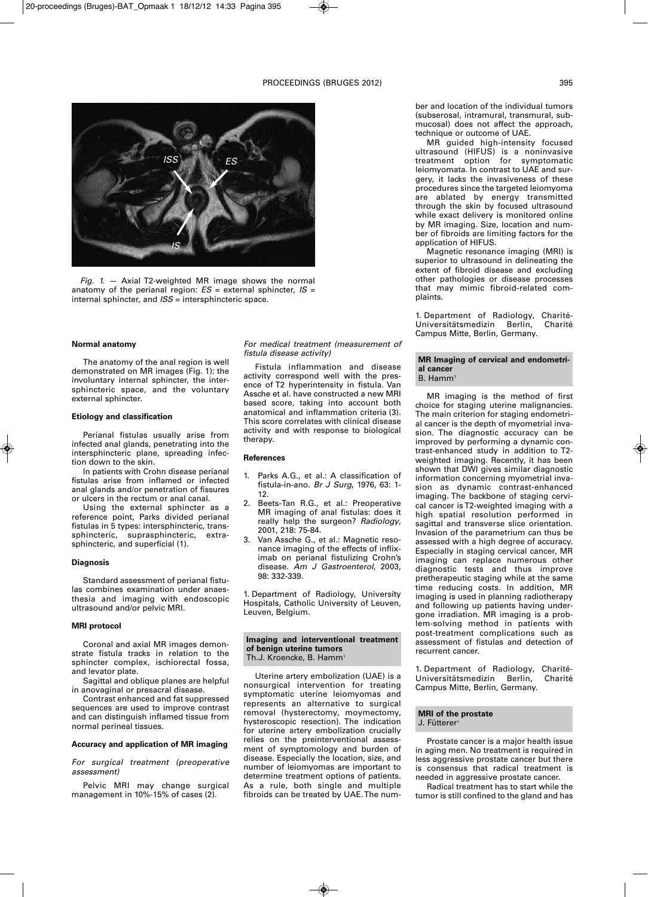ISS

ES

IS

*Fig. 1.* — Axial T2-weighted MR image shows the normal anatomy of the perianal region: *ES* = external sphincter, *IS* = internal sphincter, and *ISS* = intersphincteric space.

**Normal anatomy**

The anatomy of the anal region is well demonstrated on MR images (Fig. 1): the involuntary internal sphincter, the intersphincteric space, and the voluntary external sphincter.

**Etiology and classification**

Perianal fistulas usually arise from infected anal glands, penetrating into the intersphincteric plane, spreading infection down to the skin.

In patients with Crohn disease perianal fistulas arise from inflamed or infected anal glands and/or penetration of fissures or ulcers in the rectum or anal canal.

Using the external sphincter as a reference point, Parks divided perianal fistulas in 5 types: intersphincteric, transsphincteric, suprasphincteric, extrasphincteric, and superficial (1).

**Diagnosis**

Standard assessment of perianal fistulas combines examination under anaesthesia and imaging with endoscopic ultrasound and/or pelvic MRI.

**MRI protocol**

Coronal and axial MR images demonstrate fistula tracks in relation to the sphincter complex, ischiorectal fossa, and levator plate.

Sagittal and oblique planes are helpful in anovaginal or presacral disease.

Contrast enhanced and fat suppressed sequences are used to improve contrast and can distinguish inflamed tissue from normal perineal tissues.

**Accuracy and application of MR imaging**

*For surgical treatment (preoperative assessment)*

Pelvic MRI may change surgical management in 10%-15% of cases (2).

*For medical treatment (measurement of fistula disease activity)*

Fistula inflammation and disease activity correspond well with the presence of T2 hyperintensity in fistula. Van Assche et al. have constructed a new MRI based score, taking into account both anatomical and inflammation criteria (3). This score correlates with clinical disease activity and with response to biological therapy.

**References**

1. Parks A.G., et al.: A classification of fistula-in-ano. *Br J Surg*, 1976, 63: 1-12.
2. Beets-Tan R.G., et al.: Preoperative MR imaging of anal fistulas: does it really help the surgeon? *Radiology*, 2001, 218: 75-84.
3. Van Assche G., et al.: Magnetic resonance imaging of the effects of infliximab on perianal fistulizing Crohn's disease. *Am J Gastroenterol*, 2003, 98: 332-339.

1. Department of Radiology, University Hospitals, Catholic University of Leuven, Leuven, Belgium.

**Imaging and interventional treatment of benign uterine tumors**
Th.J. Kroencke, B. Hamm[1]

Uterine artery embolization (UAE) is a nonsurgical intervention for treating symptomatic uterine leiomyomas and represents an alternative to surgical removal (hysterectomy, moymectomy, hysteroscopic resection). The indication for uterine artery embolization crucially relies on the preinterventional assessment of symptomatology and burden of disease. Especially the location, size, and number of leiomyomas are important to determine treatment options of patients. As a rule, both single and multiple fibroids can be treated by UAE. The number and location of the individual tumors (subserosal, intramural, transmural, submucosal) does not affect the approach, technique or outcome of UAE.

MR guided high-intensity focused ultrasound (HIFUS) is a noninvasive treatment option for symptomatic leiomyomata. In contrast to UAE and surgery, it lacks the invasiveness of these procedures since the targeted leiomyoma are ablated by energy transmitted through the skin by focused ultrasound while exact delivery is monitored online by MR imaging. Size, location and number of fibroids are limiting factors for the application of HIFUS.

Magnetic resonance imaging (MRI) is superior to ultrasound in delineating the extent of fibroid disease and excluding other pathologies or disease processes that may mimic fibroid-related complaints.

1. Department of Radiology, Charité-Universitätsmedizin Berlin, Charité Campus Mitte, Berlin, Germany.

**MR Imaging of cervical and endometrial cancer**
B. Hamm[1]

MR imaging is the method of first choice for staging uterine malignancies. The main criterion for staging endometrial cancer is the depth of myometrial invasion. The diagnostic accuracy can be improved by performing a dynamic contrast-enhanced study in addition to T2-weighted imaging. Recently, it has been shown that DWI gives similar diagnostic information concerning myometrial invasion as dynamic contrast-enhanced imaging. The backbone of staging cervical cancer is T2-weighted imaging with a high spatial resolution performed in sagittal and transverse slice orientation. Invasion of the parametrium can thus be assessed with a high degree of accuracy. Especially in staging cervical cancer, MR imaging can replace numerous other diagnostic tests and thus improve pretherapeutic staging while at the same time reducing costs. In addition, MR imaging is used in planning radiotherapy and following up patients having undergone irradiation. MR imaging is a problem-solving method in patients with post-treatment complications such as assessment of fistulas and detection of recurrent cancer.

1. Department of Radiology, Charité-Universitätsmedizin Berlin, Charité Campus Mitte, Berlin, Germany.

**MRI of the prostate**
J. Fütterer[1]

Prostate cancer is a major health issue in aging men. No treatment is required in less aggressive prostate cancer but there is consensus that radical treatment is needed in aggressive prostate cancer.

Radical treatment has to start while the tumor is still confined to the gland and has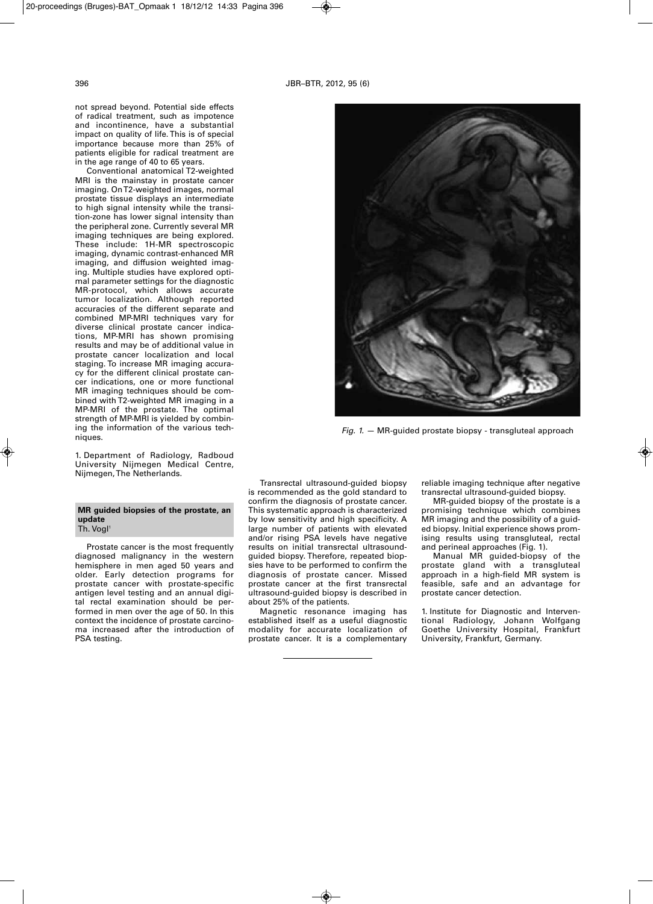not spread beyond. Potential side effects of radical treatment, such as impotence and incontinence, have a substantial impact on quality of life. This is of special importance because more than 25% of patients eligible for radical treatment are in the age range of 40 to 65 years.

Conventional anatomical T2-weighted MRI is the mainstay in prostate cancer imaging. On T2-weighted images, normal prostate tissue displays an intermediate to high signal intensity while the transition-zone has lower signal intensity than the peripheral zone. Currently several MR imaging techniques are being explored. These include: 1H-MR spectroscopic imaging, dynamic contrast-enhanced MR imaging, and diffusion weighted imaging. Multiple studies have explored optimal parameter settings for the diagnostic MR-protocol, which allows accurate tumor localization. Although reported accuracies of the different separate and combined MP-MRI techniques vary for diverse clinical prostate cancer indications, MP-MRI has shown promising results and may be of additional value in prostate cancer localization and local staging. To increase MR imaging accuracy for the different clinical prostate cancer indications, one or more functional MR imaging techniques should be combined with T2-weighted MR imaging in a MP-MRI of the prostate. The optimal strength of MP-MRI is yielded by combining the information of the various techniques.

1. Department of Radiology, Radboud University Nijmegen Medical Centre, Nijmegen, The Netherlands.

## MR guided biopsies of the prostate, an update

Th. Vogl[1]

Prostate cancer is the most frequently diagnosed malignancy in the western hemisphere in men aged 50 years and older. Early detection programs for prostate cancer with prostate-specific antigen level testing and an annual digital rectal examination should be performed in men over the age of 50. In this context the incidence of prostate carcinoma increased after the introduction of PSA testing.

Transrectal ultrasound-guided biopsy is recommended as the gold standard to confirm the diagnosis of prostate cancer. This systematic approach is characterized by low sensitivity and high specificity. A large number of patients with elevated and/or rising PSA levels have negative results on initial transrectal ultrasound-guided biopsy. Therefore, repeated biopsies have to be performed to confirm the diagnosis of prostate cancer. Missed prostate cancer at the first transrectal ultrasound-guided biopsy is described in about 25% of the patients.

Magnetic resonance imaging has established itself as a useful diagnostic modality for accurate localization of prostate cancer. It is a complementary reliable imaging technique after negative transrectal ultrasound-guided biopsy.

MR-guided biopsy of the prostate is a promising technique which combines MR imaging and the possibility of a guided biopsy. Initial experience shows promising results using transgluteal, rectal and perineal approaches (Fig. 1).

Manual MR guided-biopsy of the prostate gland with a transgluteal approach in a high-field MR system is feasible, safe and an advantage for prostate cancer detection.

*Fig. 1.* — MR-guided prostate biopsy - transgluteal approach

1. Institute for Diagnostic and Interventional Radiology, Johann Wolfgang Goethe University Hospital, Frankfurt University, Frankfurt, Germany.